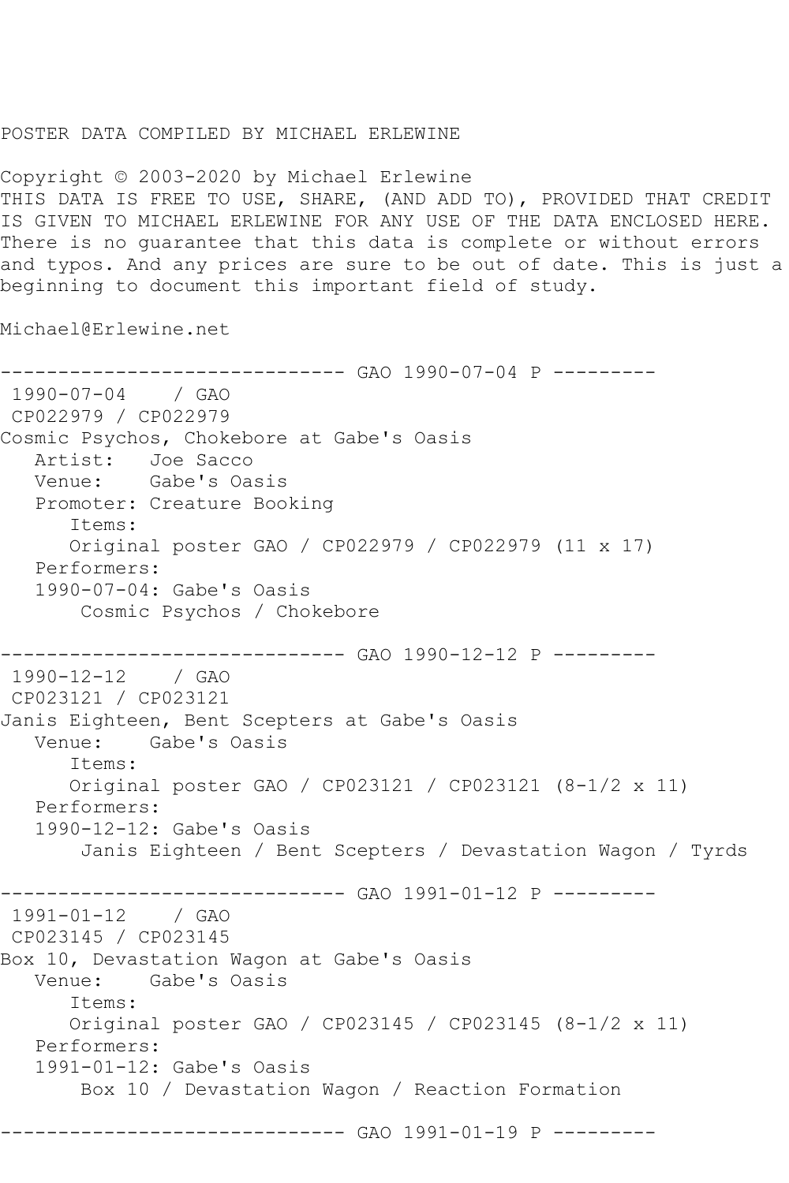POSTER DATA COMPILED BY MICHAEL ERLEWINE

Copyright © 2003-2020 by Michael Erlewine
THIS DATA IS FREE TO USE, SHARE, (AND ADD TO), PROVIDED THAT CREDIT IS GIVEN TO MICHAEL ERLEWINE FOR ANY USE OF THE DATA ENCLOSED HERE. There is no guarantee that this data is complete or without errors and typos. And any prices are sure to be out of date. This is just a beginning to document this important field of study.

Michael@Erlewine.net

```
------------------------------ GAO 1990-07-04 P ---------
 1990-07-04    / GAO
 CP022979 / CP022979
Cosmic Psychos, Chokebore at Gabe's Oasis
   Artist:   Joe Sacco
   Venue:    Gabe's Oasis
   Promoter: Creature Booking
      Items:
      Original poster GAO / CP022979 / CP022979 (11 x 17)
   Performers:
   1990-07-04: Gabe's Oasis
       Cosmic Psychos / Chokebore

------------------------------ GAO 1990-12-12 P ---------
 1990-12-12    / GAO
 CP023121 / CP023121
Janis Eighteen, Bent Scepters at Gabe's Oasis
   Venue:    Gabe's Oasis
      Items:
      Original poster GAO / CP023121 / CP023121 (8-1/2 x 11)
   Performers:
   1990-12-12: Gabe's Oasis
       Janis Eighteen / Bent Scepters / Devastation Wagon / Tyrds

------------------------------ GAO 1991-01-12 P ---------
 1991-01-12    / GAO
 CP023145 / CP023145
Box 10, Devastation Wagon at Gabe's Oasis
   Venue:    Gabe's Oasis
      Items:
      Original poster GAO / CP023145 / CP023145 (8-1/2 x 11)
   Performers:
   1991-01-12: Gabe's Oasis
       Box 10 / Devastation Wagon / Reaction Formation

------------------------------ GAO 1991-01-19 P ---------
```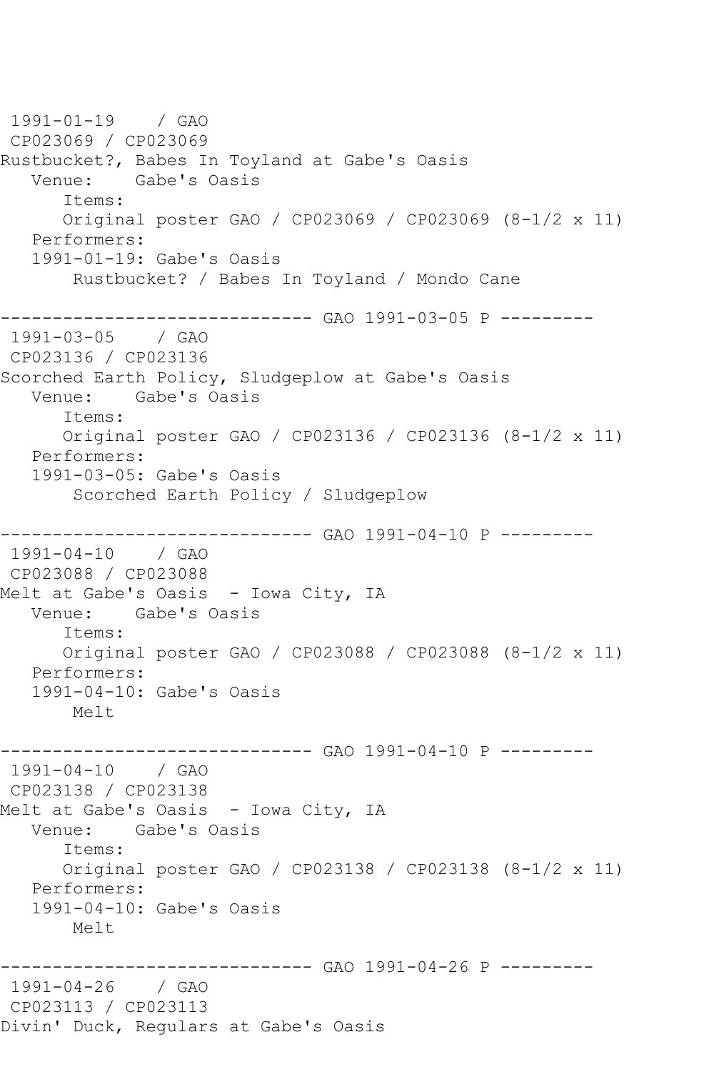```
1991-01-19    / GAO
 CP023069 / CP023069
Rustbucket?, Babes In Toyland at Gabe's Oasis
   Venue:    Gabe's Oasis
      Items:
      Original poster GAO / CP023069 / CP023069 (8-1/2 x 11)
   Performers:
   1991-01-19: Gabe's Oasis
       Rustbucket? / Babes In Toyland / Mondo Cane

------------------------------ GAO 1991-03-05 P ---------
 1991-03-05    / GAO
 CP023136 / CP023136
Scorched Earth Policy, Sludgeplow at Gabe's Oasis
   Venue:    Gabe's Oasis
      Items:
      Original poster GAO / CP023136 / CP023136 (8-1/2 x 11)
   Performers:
   1991-03-05: Gabe's Oasis
       Scorched Earth Policy / Sludgeplow

------------------------------ GAO 1991-04-10 P ---------
 1991-04-10    / GAO
 CP023088 / CP023088
Melt at Gabe's Oasis  - Iowa City, IA
   Venue:    Gabe's Oasis
      Items:
      Original poster GAO / CP023088 / CP023088 (8-1/2 x 11)
   Performers:
   1991-04-10: Gabe's Oasis
       Melt

------------------------------ GAO 1991-04-10 P ---------
 1991-04-10    / GAO
 CP023138 / CP023138
Melt at Gabe's Oasis  - Iowa City, IA
   Venue:    Gabe's Oasis
      Items:
      Original poster GAO / CP023138 / CP023138 (8-1/2 x 11)
   Performers:
   1991-04-10: Gabe's Oasis
       Melt

------------------------------ GAO 1991-04-26 P ---------
 1991-04-26    / GAO
 CP023113 / CP023113
Divin' Duck, Regulars at Gabe's Oasis
```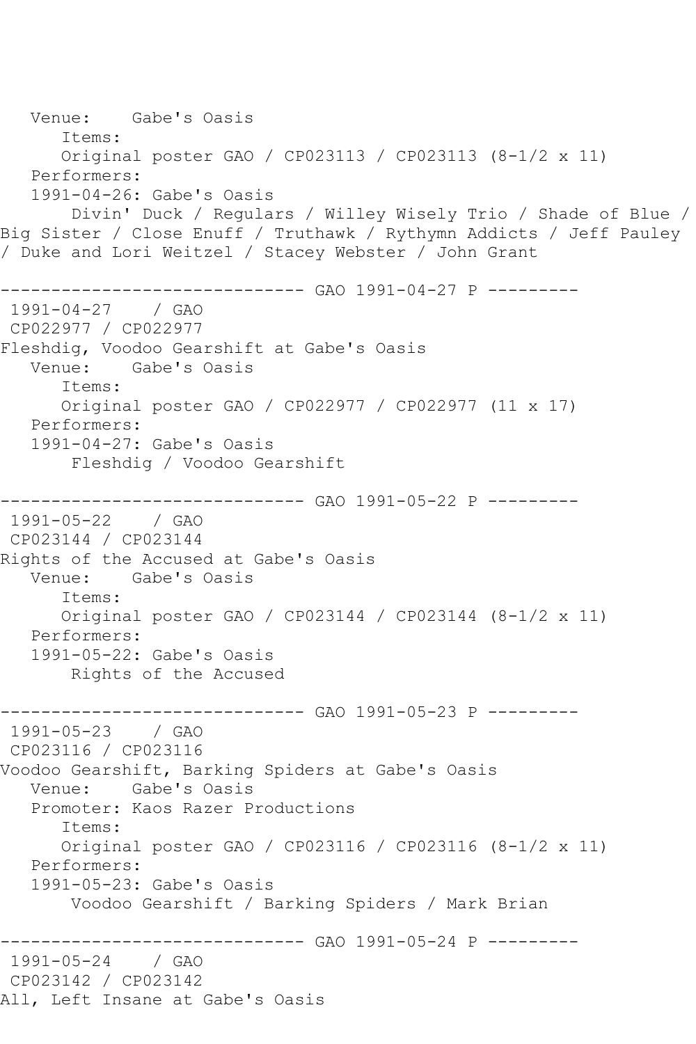Venue:    Gabe's Oasis
      Items:
      Original poster GAO / CP023113 / CP023113 (8-1/2 x 11)
   Performers:
   1991-04-26: Gabe's Oasis
       Divin' Duck / Regulars / Willey Wisely Trio / Shade of Blue / Big Sister / Close Enuff / Truthawk / Rythymn Addicts / Jeff Pauley / Duke and Lori Weitzel / Stacey Webster / John Grant

------------------------------ GAO 1991-04-27 P ---------
1991-04-27    / GAO
CP022977 / CP022977
Fleshdig, Voodoo Gearshift at Gabe's Oasis
   Venue:    Gabe's Oasis
      Items:
      Original poster GAO / CP022977 / CP022977 (11 x 17)
   Performers:
   1991-04-27: Gabe's Oasis
       Fleshdig / Voodoo Gearshift

------------------------------ GAO 1991-05-22 P ---------
1991-05-22    / GAO
CP023144 / CP023144
Rights of the Accused at Gabe's Oasis
   Venue:    Gabe's Oasis
      Items:
      Original poster GAO / CP023144 / CP023144 (8-1/2 x 11)
   Performers:
   1991-05-22: Gabe's Oasis
       Rights of the Accused

------------------------------ GAO 1991-05-23 P ---------
1991-05-23    / GAO
CP023116 / CP023116
Voodoo Gearshift, Barking Spiders at Gabe's Oasis
   Venue:    Gabe's Oasis
   Promoter: Kaos Razer Productions
      Items:
      Original poster GAO / CP023116 / CP023116 (8-1/2 x 11)
   Performers:
   1991-05-23: Gabe's Oasis
       Voodoo Gearshift / Barking Spiders / Mark Brian

------------------------------ GAO 1991-05-24 P ---------
1991-05-24    / GAO
CP023142 / CP023142
All, Left Insane at Gabe's Oasis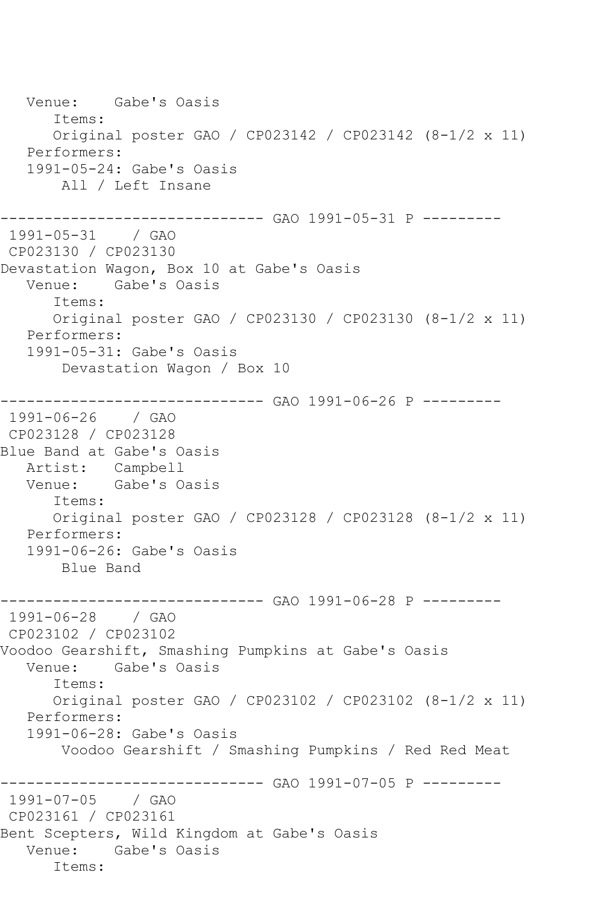```
   Venue:    Gabe's Oasis
      Items:
      Original poster GAO / CP023142 / CP023142 (8-1/2 x 11)
   Performers:
   1991-05-24: Gabe's Oasis
       All / Left Insane

------------------------------ GAO 1991-05-31 P ---------
 1991-05-31    / GAO
 CP023130 / CP023130
Devastation Wagon, Box 10 at Gabe's Oasis
   Venue:    Gabe's Oasis
      Items:
      Original poster GAO / CP023130 / CP023130 (8-1/2 x 11)
   Performers:
   1991-05-31: Gabe's Oasis
       Devastation Wagon / Box 10

------------------------------ GAO 1991-06-26 P ---------
 1991-06-26    / GAO
 CP023128 / CP023128
Blue Band at Gabe's Oasis
   Artist:   Campbell
   Venue:    Gabe's Oasis
      Items:
      Original poster GAO / CP023128 / CP023128 (8-1/2 x 11)
   Performers:
   1991-06-26: Gabe's Oasis
       Blue Band

------------------------------ GAO 1991-06-28 P ---------
 1991-06-28    / GAO
 CP023102 / CP023102
Voodoo Gearshift, Smashing Pumpkins at Gabe's Oasis
   Venue:    Gabe's Oasis
      Items:
      Original poster GAO / CP023102 / CP023102 (8-1/2 x 11)
   Performers:
   1991-06-28: Gabe's Oasis
       Voodoo Gearshift / Smashing Pumpkins / Red Red Meat

------------------------------ GAO 1991-07-05 P ---------
 1991-07-05    / GAO
 CP023161 / CP023161
Bent Scepters, Wild Kingdom at Gabe's Oasis
   Venue:    Gabe's Oasis
      Items:
```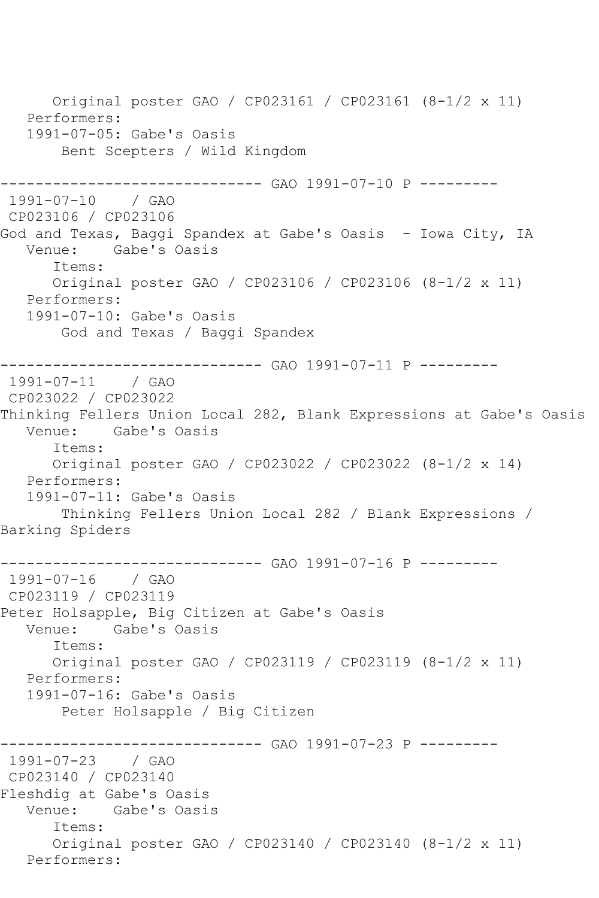Original poster GAO / CP023161 / CP023161 (8-1/2 x 11)
   Performers:
   1991-07-05: Gabe's Oasis
       Bent Scepters / Wild Kingdom

------------------------------ GAO 1991-07-10 P ---------
 1991-07-10    / GAO
 CP023106 / CP023106
God and Texas, Baggi Spandex at Gabe's Oasis  - Iowa City, IA
   Venue:    Gabe's Oasis
      Items:
      Original poster GAO / CP023106 / CP023106 (8-1/2 x 11)
   Performers:
   1991-07-10: Gabe's Oasis
       God and Texas / Baggi Spandex

------------------------------ GAO 1991-07-11 P ---------
 1991-07-11    / GAO
 CP023022 / CP023022
Thinking Fellers Union Local 282, Blank Expressions at Gabe's Oasis
   Venue:    Gabe's Oasis
      Items:
      Original poster GAO / CP023022 / CP023022 (8-1/2 x 14)
   Performers:
   1991-07-11: Gabe's Oasis
       Thinking Fellers Union Local 282 / Blank Expressions /
Barking Spiders

------------------------------ GAO 1991-07-16 P ---------
 1991-07-16    / GAO
 CP023119 / CP023119
Peter Holsapple, Big Citizen at Gabe's Oasis
   Venue:    Gabe's Oasis
      Items:
      Original poster GAO / CP023119 / CP023119 (8-1/2 x 11)
   Performers:
   1991-07-16: Gabe's Oasis
       Peter Holsapple / Big Citizen

------------------------------ GAO 1991-07-23 P ---------
 1991-07-23    / GAO
 CP023140 / CP023140
Fleshdig at Gabe's Oasis
   Venue:    Gabe's Oasis
      Items:
      Original poster GAO / CP023140 / CP023140 (8-1/2 x 11)
   Performers: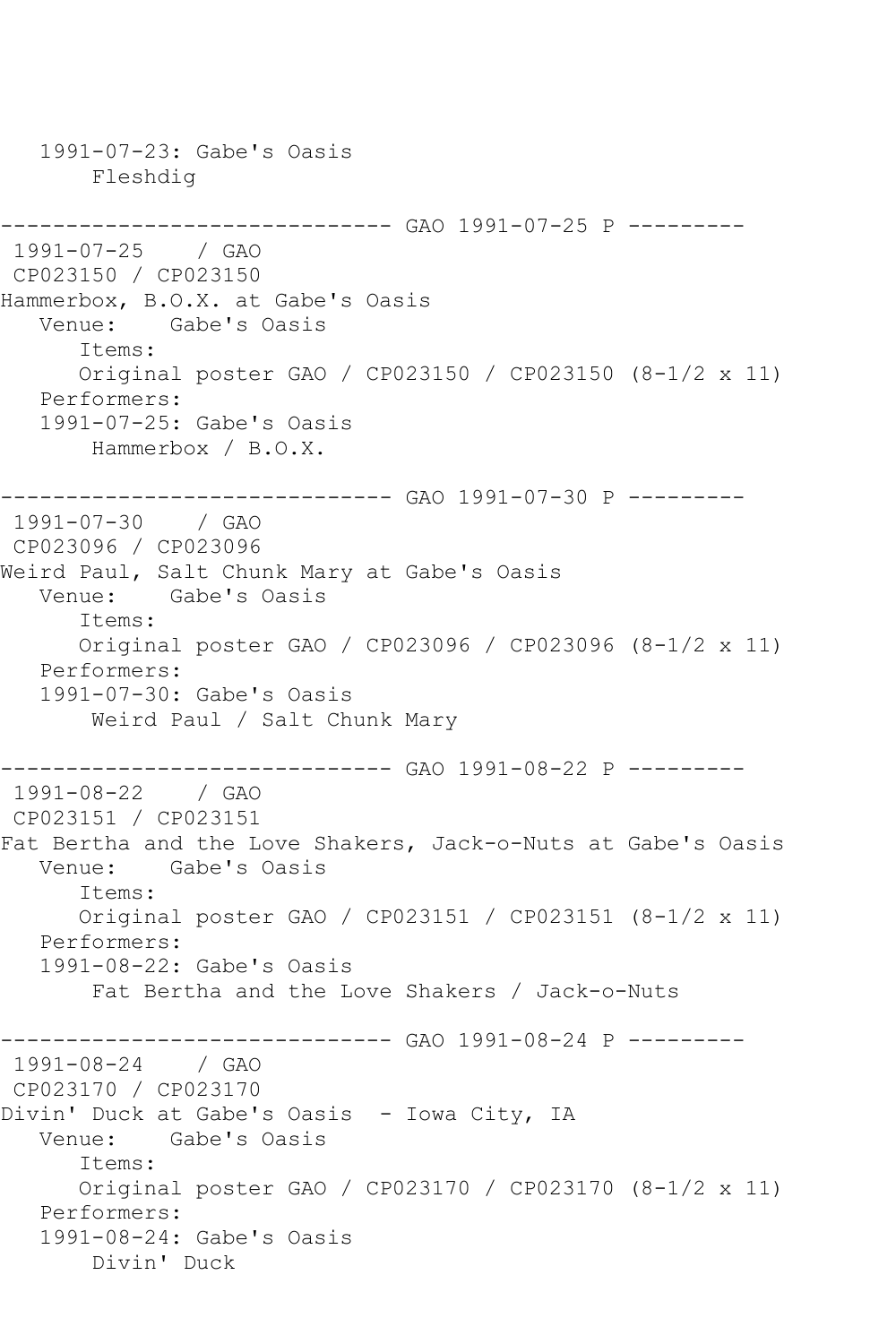```
   1991-07-23: Gabe's Oasis
       Fleshdig

------------------------------ GAO 1991-07-25 P ---------
 1991-07-25    / GAO
 CP023150 / CP023150
Hammerbox, B.O.X. at Gabe's Oasis
   Venue:    Gabe's Oasis
      Items:
      Original poster GAO / CP023150 / CP023150 (8-1/2 x 11)
   Performers:
   1991-07-25: Gabe's Oasis
       Hammerbox / B.O.X.

------------------------------ GAO 1991-07-30 P ---------
 1991-07-30    / GAO
 CP023096 / CP023096
Weird Paul, Salt Chunk Mary at Gabe's Oasis
   Venue:    Gabe's Oasis
      Items:
      Original poster GAO / CP023096 / CP023096 (8-1/2 x 11)
   Performers:
   1991-07-30: Gabe's Oasis
       Weird Paul / Salt Chunk Mary

------------------------------ GAO 1991-08-22 P ---------
 1991-08-22    / GAO
 CP023151 / CP023151
Fat Bertha and the Love Shakers, Jack-o-Nuts at Gabe's Oasis
   Venue:    Gabe's Oasis
      Items:
      Original poster GAO / CP023151 / CP023151 (8-1/2 x 11)
   Performers:
   1991-08-22: Gabe's Oasis
       Fat Bertha and the Love Shakers / Jack-o-Nuts

------------------------------ GAO 1991-08-24 P ---------
 1991-08-24    / GAO
 CP023170 / CP023170
Divin' Duck at Gabe's Oasis  - Iowa City, IA
   Venue:    Gabe's Oasis
      Items:
      Original poster GAO / CP023170 / CP023170 (8-1/2 x 11)
   Performers:
   1991-08-24: Gabe's Oasis
       Divin' Duck
```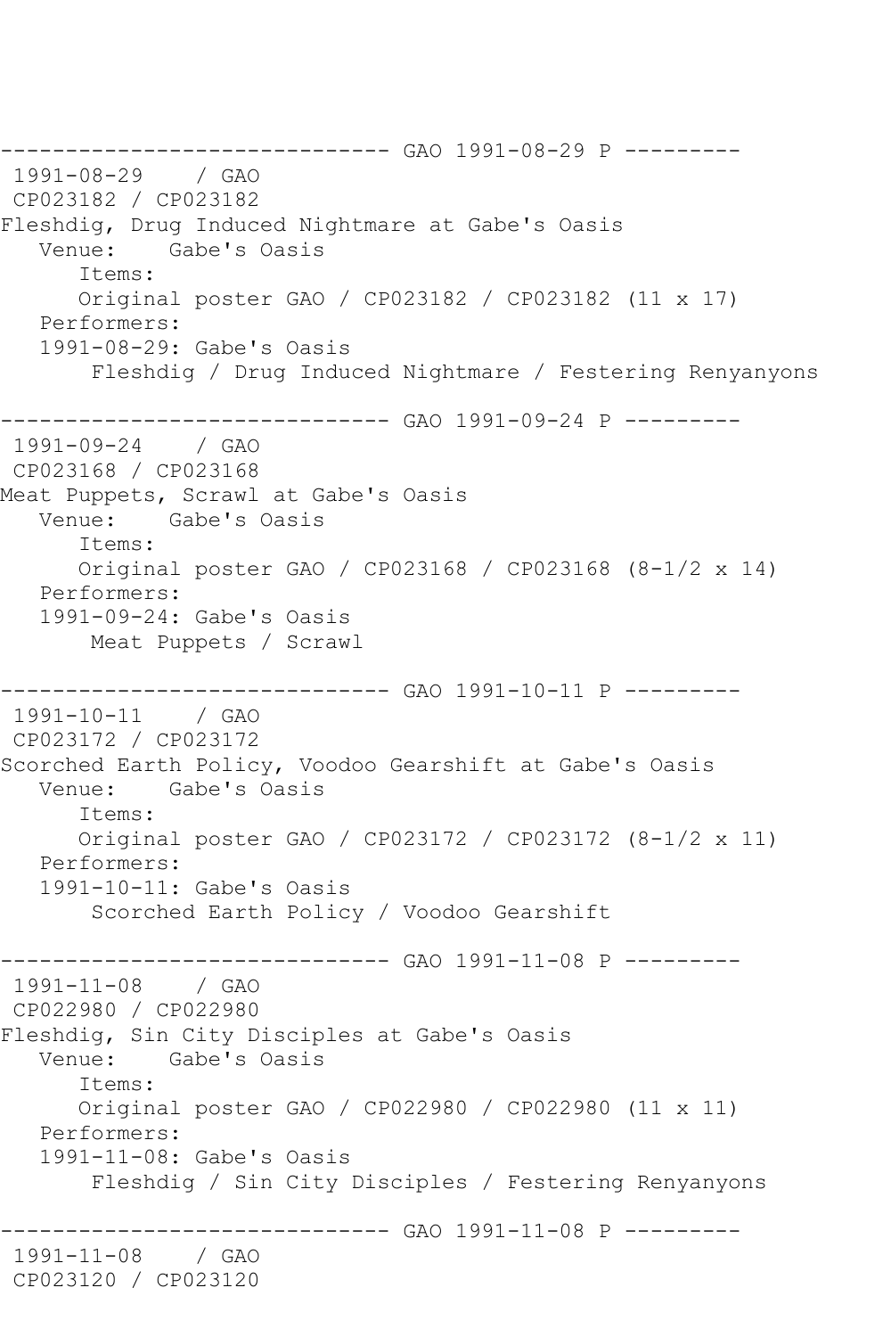```
------------------------------ GAO 1991-08-29 P ---------
 1991-08-29    / GAO
 CP023182 / CP023182
Fleshdig, Drug Induced Nightmare at Gabe's Oasis
   Venue:    Gabe's Oasis
      Items:
      Original poster GAO / CP023182 / CP023182 (11 x 17)
   Performers:
   1991-08-29: Gabe's Oasis
       Fleshdig / Drug Induced Nightmare / Festering Renyanyons

------------------------------ GAO 1991-09-24 P ---------
 1991-09-24    / GAO
 CP023168 / CP023168
Meat Puppets, Scrawl at Gabe's Oasis
   Venue:    Gabe's Oasis
      Items:
      Original poster GAO / CP023168 / CP023168 (8-1/2 x 14)
   Performers:
   1991-09-24: Gabe's Oasis
       Meat Puppets / Scrawl

------------------------------ GAO 1991-10-11 P ---------
 1991-10-11    / GAO
 CP023172 / CP023172
Scorched Earth Policy, Voodoo Gearshift at Gabe's Oasis
   Venue:    Gabe's Oasis
      Items:
      Original poster GAO / CP023172 / CP023172 (8-1/2 x 11)
   Performers:
   1991-10-11: Gabe's Oasis
       Scorched Earth Policy / Voodoo Gearshift

------------------------------ GAO 1991-11-08 P ---------
 1991-11-08    / GAO
 CP022980 / CP022980
Fleshdig, Sin City Disciples at Gabe's Oasis
   Venue:    Gabe's Oasis
      Items:
      Original poster GAO / CP022980 / CP022980 (11 x 11)
   Performers:
   1991-11-08: Gabe's Oasis
       Fleshdig / Sin City Disciples / Festering Renyanyons

------------------------------ GAO 1991-11-08 P ---------
 1991-11-08    / GAO
 CP023120 / CP023120
```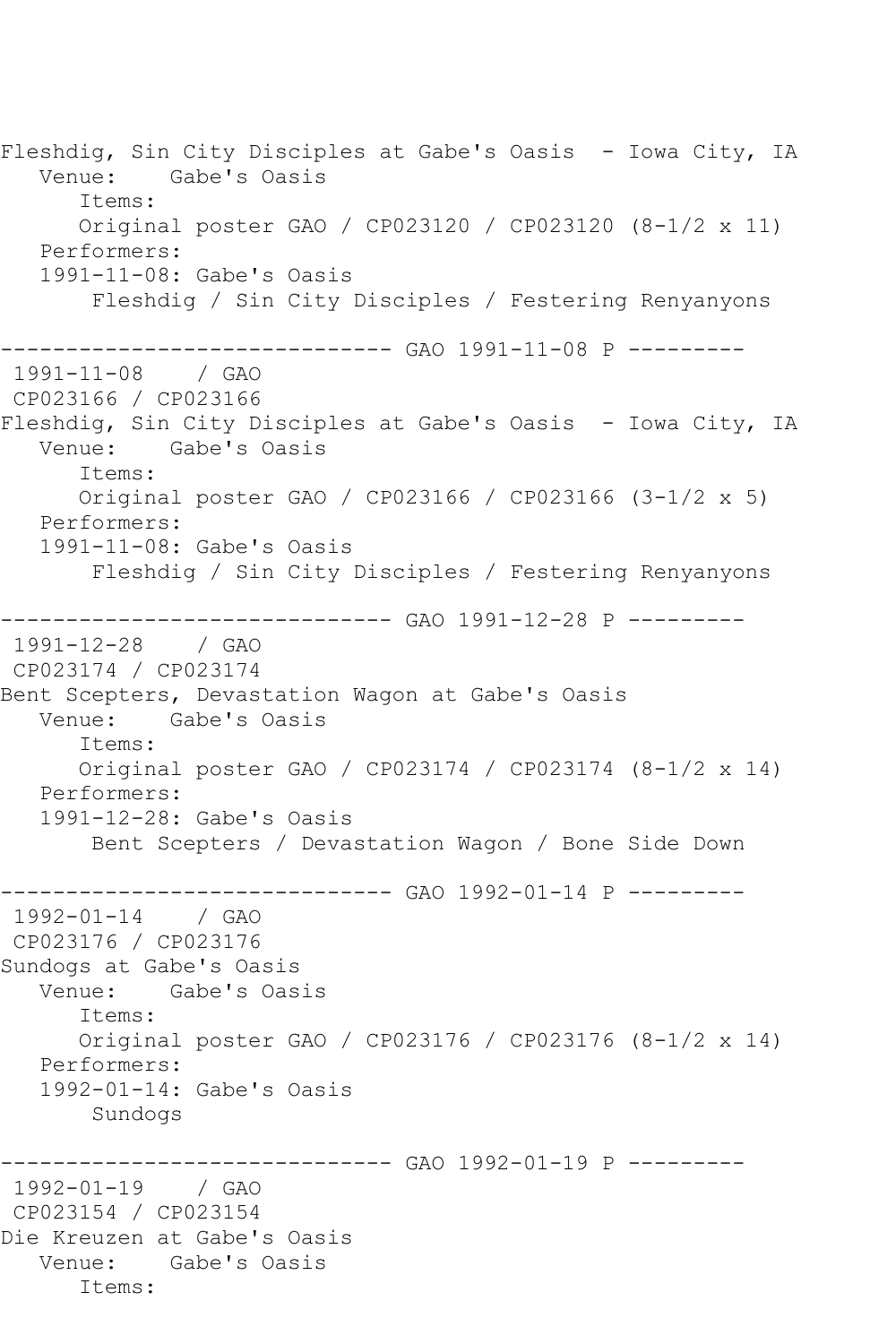Fleshdig, Sin City Disciples at Gabe's Oasis - Iowa City, IA
   Venue:    Gabe's Oasis
      Items:
      Original poster GAO / CP023120 / CP023120 (8-1/2 x 11)
   Performers:
   1991-11-08: Gabe's Oasis
       Fleshdig / Sin City Disciples / Festering Renyanyons

------------------------------ GAO 1991-11-08 P ---------
 1991-11-08    / GAO
 CP023166 / CP023166
Fleshdig, Sin City Disciples at Gabe's Oasis - Iowa City, IA
   Venue:    Gabe's Oasis
      Items:
      Original poster GAO / CP023166 / CP023166 (3-1/2 x 5)
   Performers:
   1991-11-08: Gabe's Oasis
       Fleshdig / Sin City Disciples / Festering Renyanyons

------------------------------ GAO 1991-12-28 P ---------
 1991-12-28    / GAO
 CP023174 / CP023174
Bent Scepters, Devastation Wagon at Gabe's Oasis
   Venue:    Gabe's Oasis
      Items:
      Original poster GAO / CP023174 / CP023174 (8-1/2 x 14)
   Performers:
   1991-12-28: Gabe's Oasis
       Bent Scepters / Devastation Wagon / Bone Side Down

------------------------------ GAO 1992-01-14 P ---------
 1992-01-14    / GAO
 CP023176 / CP023176
Sundogs at Gabe's Oasis
   Venue:    Gabe's Oasis
      Items:
      Original poster GAO / CP023176 / CP023176 (8-1/2 x 14)
   Performers:
   1992-01-14: Gabe's Oasis
       Sundogs

------------------------------ GAO 1992-01-19 P ---------
 1992-01-19    / GAO
 CP023154 / CP023154
Die Kreuzen at Gabe's Oasis
   Venue:    Gabe's Oasis
      Items: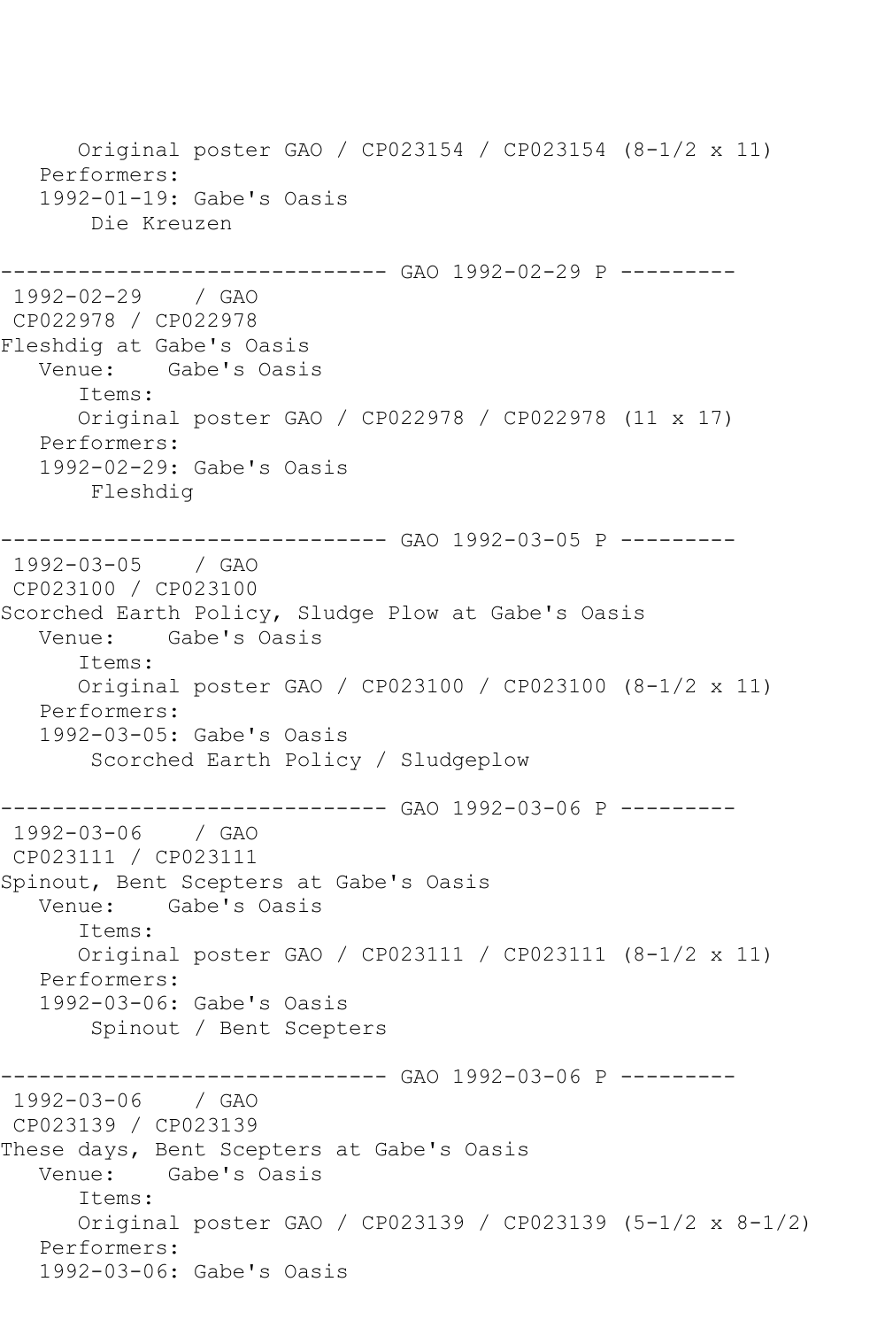```
      Original poster GAO / CP023154 / CP023154 (8-1/2 x 11)
   Performers:
   1992-01-19: Gabe's Oasis
       Die Kreuzen

------------------------------ GAO 1992-02-29 P ---------
 1992-02-29    / GAO
 CP022978 / CP022978
Fleshdig at Gabe's Oasis
   Venue:    Gabe's Oasis
      Items:
      Original poster GAO / CP022978 / CP022978 (11 x 17)
   Performers:
   1992-02-29: Gabe's Oasis
       Fleshdig

------------------------------ GAO 1992-03-05 P ---------
 1992-03-05    / GAO
 CP023100 / CP023100
Scorched Earth Policy, Sludge Plow at Gabe's Oasis
   Venue:    Gabe's Oasis
      Items:
      Original poster GAO / CP023100 / CP023100 (8-1/2 x 11)
   Performers:
   1992-03-05: Gabe's Oasis
       Scorched Earth Policy / Sludgeplow

------------------------------ GAO 1992-03-06 P ---------
 1992-03-06    / GAO
 CP023111 / CP023111
Spinout, Bent Scepters at Gabe's Oasis
   Venue:    Gabe's Oasis
      Items:
      Original poster GAO / CP023111 / CP023111 (8-1/2 x 11)
   Performers:
   1992-03-06: Gabe's Oasis
       Spinout / Bent Scepters

------------------------------ GAO 1992-03-06 P ---------
 1992-03-06    / GAO
 CP023139 / CP023139
These days, Bent Scepters at Gabe's Oasis
   Venue:    Gabe's Oasis
      Items:
      Original poster GAO / CP023139 / CP023139 (5-1/2 x 8-1/2)
   Performers:
   1992-03-06: Gabe's Oasis
```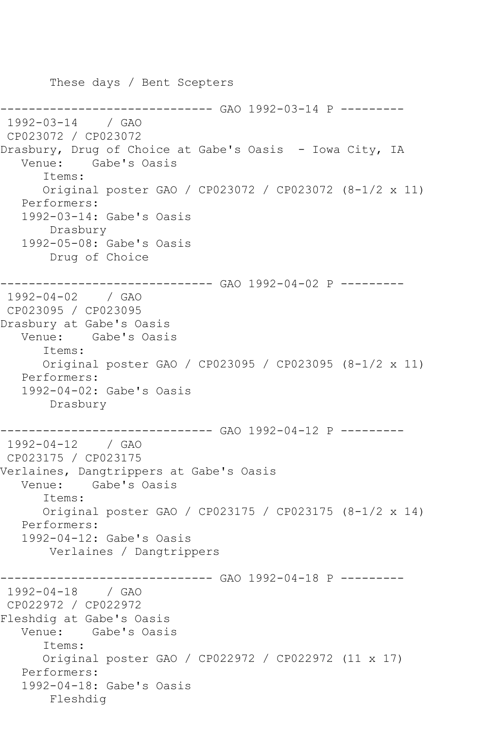```
       These days / Bent Scepters

------------------------------ GAO 1992-03-14 P ---------
 1992-03-14    / GAO
 CP023072 / CP023072
Drasbury, Drug of Choice at Gabe's Oasis  - Iowa City, IA
   Venue:    Gabe's Oasis
      Items:
      Original poster GAO / CP023072 / CP023072 (8-1/2 x 11)
   Performers:
   1992-03-14: Gabe's Oasis
       Drasbury
   1992-05-08: Gabe's Oasis
       Drug of Choice

------------------------------ GAO 1992-04-02 P ---------
 1992-04-02    / GAO
 CP023095 / CP023095
Drasbury at Gabe's Oasis
   Venue:    Gabe's Oasis
      Items:
      Original poster GAO / CP023095 / CP023095 (8-1/2 x 11)
   Performers:
   1992-04-02: Gabe's Oasis
       Drasbury

------------------------------ GAO 1992-04-12 P ---------
 1992-04-12    / GAO
 CP023175 / CP023175
Verlaines, Dangtrippers at Gabe's Oasis
   Venue:    Gabe's Oasis
      Items:
      Original poster GAO / CP023175 / CP023175 (8-1/2 x 14)
   Performers:
   1992-04-12: Gabe's Oasis
       Verlaines / Dangtrippers

------------------------------ GAO 1992-04-18 P ---------
 1992-04-18    / GAO
 CP022972 / CP022972
Fleshdig at Gabe's Oasis
   Venue:    Gabe's Oasis
      Items:
      Original poster GAO / CP022972 / CP022972 (11 x 17)
   Performers:
   1992-04-18: Gabe's Oasis
       Fleshdig
```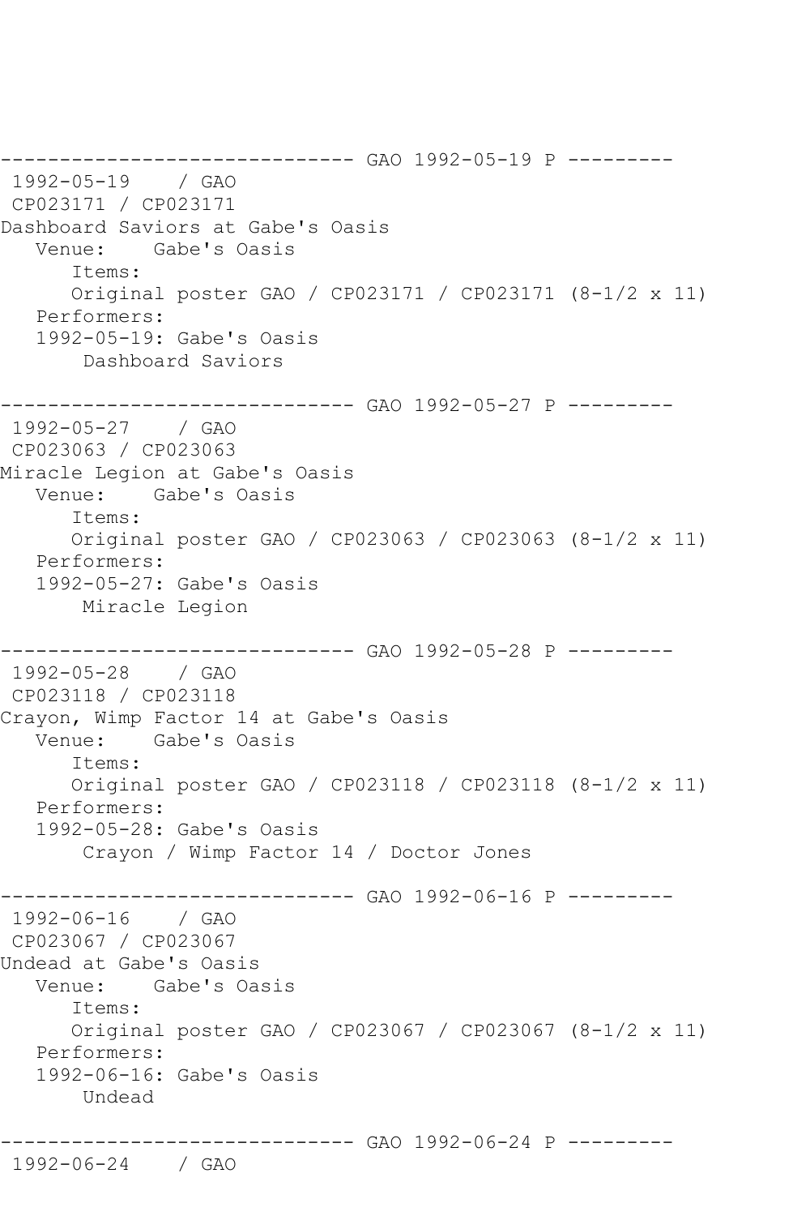```
------------------------------ GAO 1992-05-19 P ---------
 1992-05-19    / GAO
 CP023171 / CP023171
Dashboard Saviors at Gabe's Oasis
   Venue:    Gabe's Oasis
      Items:
      Original poster GAO / CP023171 / CP023171 (8-1/2 x 11)
   Performers:
   1992-05-19: Gabe's Oasis
       Dashboard Saviors

------------------------------ GAO 1992-05-27 P ---------
 1992-05-27    / GAO
 CP023063 / CP023063
Miracle Legion at Gabe's Oasis
   Venue:    Gabe's Oasis
      Items:
      Original poster GAO / CP023063 / CP023063 (8-1/2 x 11)
   Performers:
   1992-05-27: Gabe's Oasis
       Miracle Legion

------------------------------ GAO 1992-05-28 P ---------
 1992-05-28    / GAO
 CP023118 / CP023118
Crayon, Wimp Factor 14 at Gabe's Oasis
   Venue:    Gabe's Oasis
      Items:
      Original poster GAO / CP023118 / CP023118 (8-1/2 x 11)
   Performers:
   1992-05-28: Gabe's Oasis
       Crayon / Wimp Factor 14 / Doctor Jones

------------------------------ GAO 1992-06-16 P ---------
 1992-06-16    / GAO
 CP023067 / CP023067
Undead at Gabe's Oasis
   Venue:    Gabe's Oasis
      Items:
      Original poster GAO / CP023067 / CP023067 (8-1/2 x 11)
   Performers:
   1992-06-16: Gabe's Oasis
       Undead

------------------------------ GAO 1992-06-24 P ---------
 1992-06-24    / GAO
```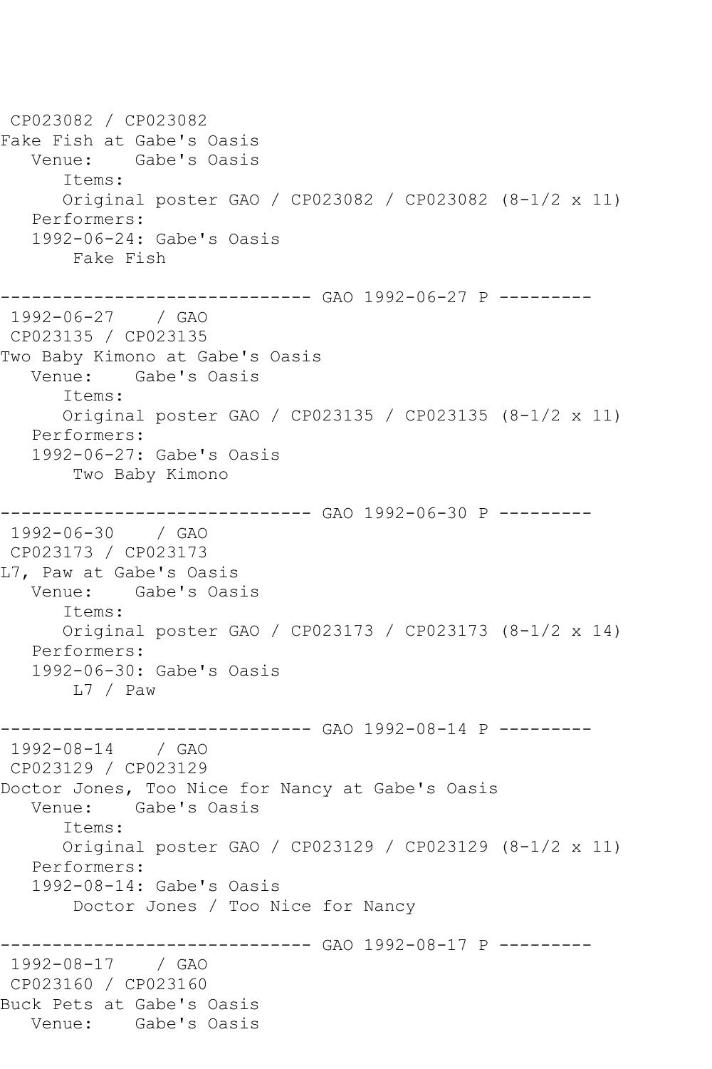```
 CP023082 / CP023082
Fake Fish at Gabe's Oasis
   Venue:    Gabe's Oasis
      Items:
      Original poster GAO / CP023082 / CP023082 (8-1/2 x 11)
   Performers:
   1992-06-24: Gabe's Oasis
       Fake Fish

------------------------------ GAO 1992-06-27 P ---------
 1992-06-27    / GAO
 CP023135 / CP023135
Two Baby Kimono at Gabe's Oasis
   Venue:    Gabe's Oasis
      Items:
      Original poster GAO / CP023135 / CP023135 (8-1/2 x 11)
   Performers:
   1992-06-27: Gabe's Oasis
       Two Baby Kimono

------------------------------ GAO 1992-06-30 P ---------
 1992-06-30    / GAO
 CP023173 / CP023173
L7, Paw at Gabe's Oasis
   Venue:    Gabe's Oasis
      Items:
      Original poster GAO / CP023173 / CP023173 (8-1/2 x 14)
   Performers:
   1992-06-30: Gabe's Oasis
       L7 / Paw

------------------------------ GAO 1992-08-14 P ---------
 1992-08-14    / GAO
 CP023129 / CP023129
Doctor Jones, Too Nice for Nancy at Gabe's Oasis
   Venue:    Gabe's Oasis
      Items:
      Original poster GAO / CP023129 / CP023129 (8-1/2 x 11)
   Performers:
   1992-08-14: Gabe's Oasis
       Doctor Jones / Too Nice for Nancy

------------------------------ GAO 1992-08-17 P ---------
 1992-08-17    / GAO
 CP023160 / CP023160
Buck Pets at Gabe's Oasis
   Venue:    Gabe's Oasis
```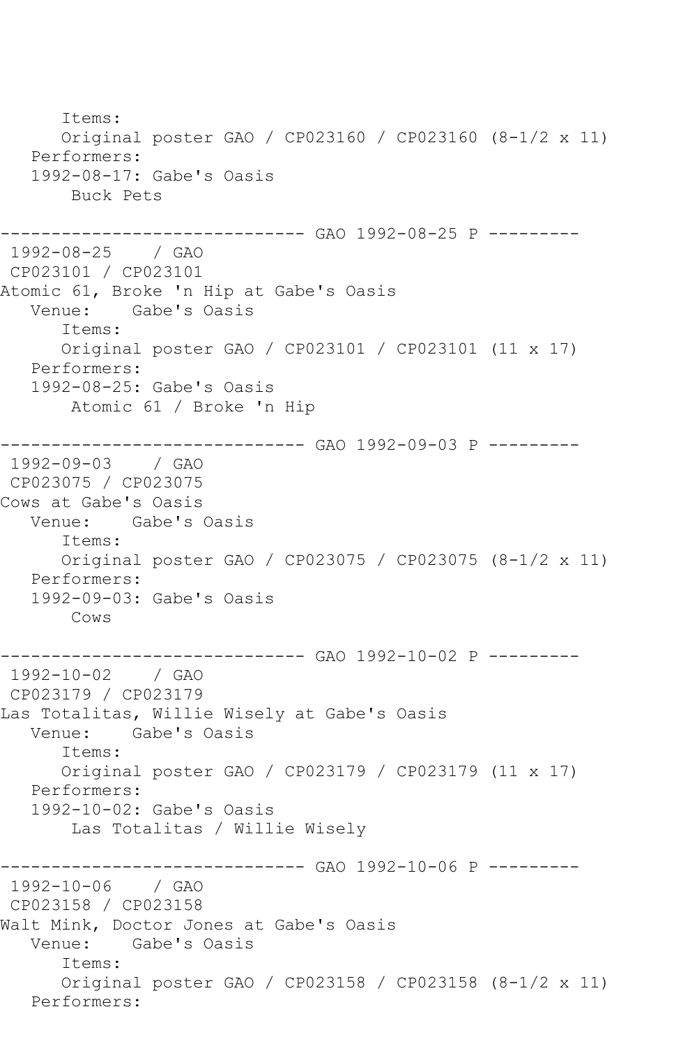```
      Items:
      Original poster GAO / CP023160 / CP023160 (8-1/2 x 11)
   Performers:
   1992-08-17: Gabe's Oasis
       Buck Pets

------------------------------ GAO 1992-08-25 P ---------
 1992-08-25    / GAO
 CP023101 / CP023101
Atomic 61, Broke 'n Hip at Gabe's Oasis
   Venue:    Gabe's Oasis
      Items:
      Original poster GAO / CP023101 / CP023101 (11 x 17)
   Performers:
   1992-08-25: Gabe's Oasis
       Atomic 61 / Broke 'n Hip

------------------------------ GAO 1992-09-03 P ---------
 1992-09-03    / GAO
 CP023075 / CP023075
Cows at Gabe's Oasis
   Venue:    Gabe's Oasis
      Items:
      Original poster GAO / CP023075 / CP023075 (8-1/2 x 11)
   Performers:
   1992-09-03: Gabe's Oasis
       Cows

------------------------------ GAO 1992-10-02 P ---------
 1992-10-02    / GAO
 CP023179 / CP023179
Las Totalitas, Willie Wisely at Gabe's Oasis
   Venue:    Gabe's Oasis
      Items:
      Original poster GAO / CP023179 / CP023179 (11 x 17)
   Performers:
   1992-10-02: Gabe's Oasis
       Las Totalitas / Willie Wisely

------------------------------ GAO 1992-10-06 P ---------
 1992-10-06    / GAO
 CP023158 / CP023158
Walt Mink, Doctor Jones at Gabe's Oasis
   Venue:    Gabe's Oasis
      Items:
      Original poster GAO / CP023158 / CP023158 (8-1/2 x 11)
   Performers:
```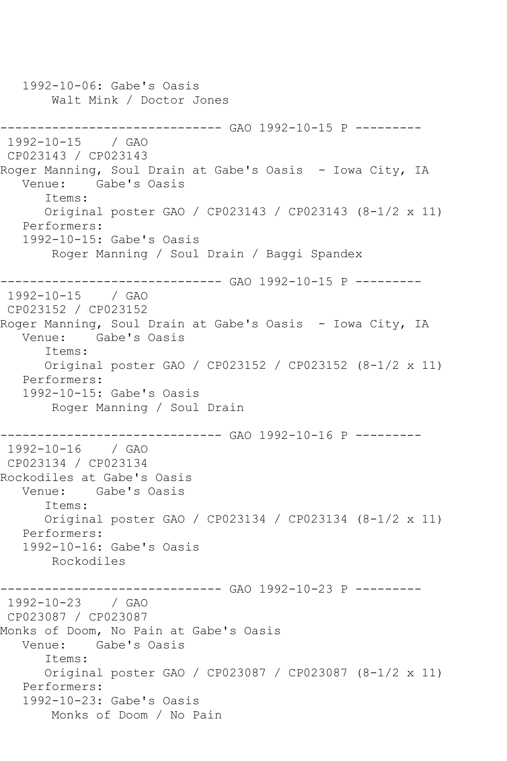1992-10-06: Gabe's Oasis
        Walt Mink / Doctor Jones

------------------------------ GAO 1992-10-15 P ---------
1992-10-15    / GAO
CP023143 / CP023143
Roger Manning, Soul Drain at Gabe's Oasis  - Iowa City, IA
   Venue:    Gabe's Oasis
      Items:
      Original poster GAO / CP023143 / CP023143 (8-1/2 x 11)
   Performers:
   1992-10-15: Gabe's Oasis
        Roger Manning / Soul Drain / Baggi Spandex

------------------------------ GAO 1992-10-15 P ---------
1992-10-15    / GAO
CP023152 / CP023152
Roger Manning, Soul Drain at Gabe's Oasis  - Iowa City, IA
   Venue:    Gabe's Oasis
      Items:
      Original poster GAO / CP023152 / CP023152 (8-1/2 x 11)
   Performers:
   1992-10-15: Gabe's Oasis
        Roger Manning / Soul Drain

------------------------------ GAO 1992-10-16 P ---------
1992-10-16    / GAO
CP023134 / CP023134
Rockodiles at Gabe's Oasis
   Venue:    Gabe's Oasis
      Items:
      Original poster GAO / CP023134 / CP023134 (8-1/2 x 11)
   Performers:
   1992-10-16: Gabe's Oasis
        Rockodiles

------------------------------ GAO 1992-10-23 P ---------
1992-10-23    / GAO
CP023087 / CP023087
Monks of Doom, No Pain at Gabe's Oasis
   Venue:    Gabe's Oasis
      Items:
      Original poster GAO / CP023087 / CP023087 (8-1/2 x 11)
   Performers:
   1992-10-23: Gabe's Oasis
        Monks of Doom / No Pain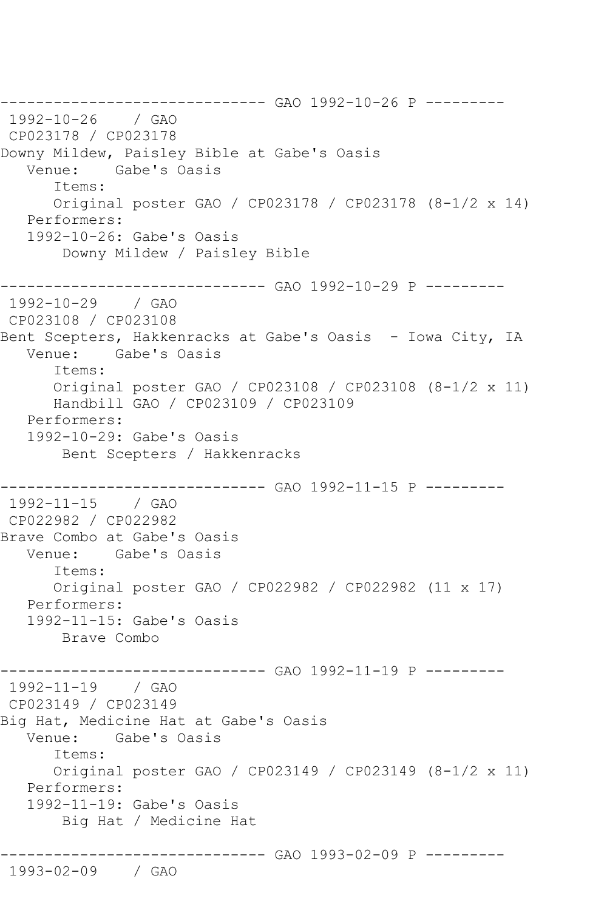```
------------------------------ GAO 1992-10-26 P ---------
 1992-10-26    / GAO
 CP023178 / CP023178
Downy Mildew, Paisley Bible at Gabe's Oasis
   Venue:    Gabe's Oasis
      Items:
      Original poster GAO / CP023178 / CP023178 (8-1/2 x 14)
   Performers:
   1992-10-26: Gabe's Oasis
       Downy Mildew / Paisley Bible

------------------------------ GAO 1992-10-29 P ---------
 1992-10-29    / GAO
 CP023108 / CP023108
Bent Scepters, Hakkenracks at Gabe's Oasis  - Iowa City, IA
   Venue:    Gabe's Oasis
      Items:
      Original poster GAO / CP023108 / CP023108 (8-1/2 x 11)
      Handbill GAO / CP023109 / CP023109
   Performers:
   1992-10-29: Gabe's Oasis
       Bent Scepters / Hakkenracks

------------------------------ GAO 1992-11-15 P ---------
 1992-11-15    / GAO
 CP022982 / CP022982
Brave Combo at Gabe's Oasis
   Venue:    Gabe's Oasis
      Items:
      Original poster GAO / CP022982 / CP022982 (11 x 17)
   Performers:
   1992-11-15: Gabe's Oasis
       Brave Combo

------------------------------ GAO 1992-11-19 P ---------
 1992-11-19    / GAO
 CP023149 / CP023149
Big Hat, Medicine Hat at Gabe's Oasis
   Venue:    Gabe's Oasis
      Items:
      Original poster GAO / CP023149 / CP023149 (8-1/2 x 11)
   Performers:
   1992-11-19: Gabe's Oasis
       Big Hat / Medicine Hat

------------------------------ GAO 1993-02-09 P ---------
 1993-02-09    / GAO
```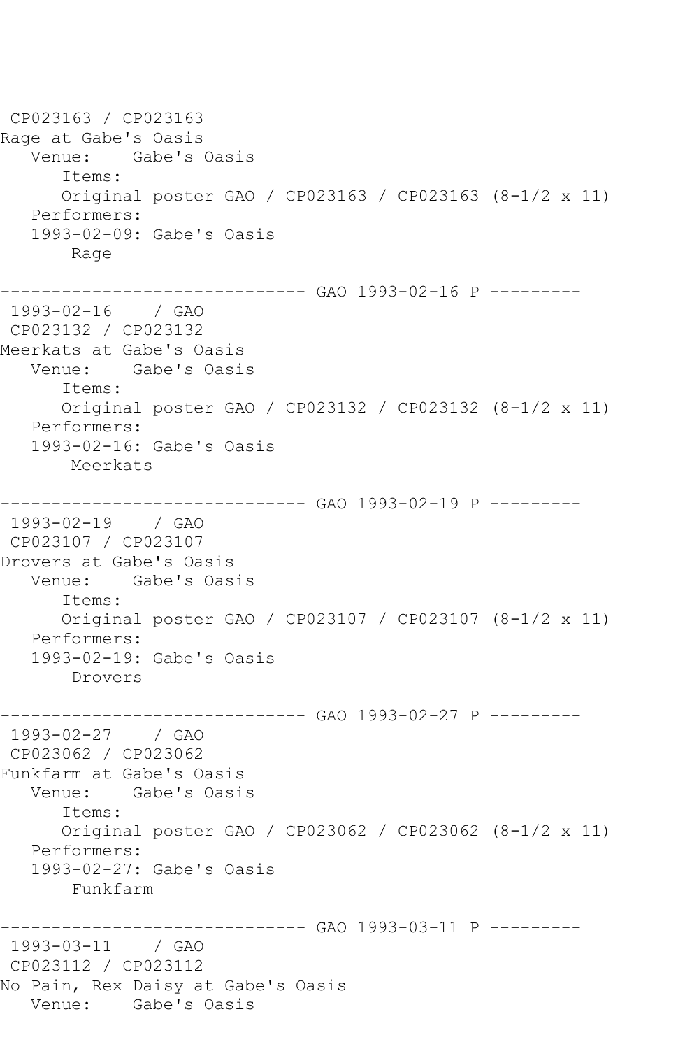```
CP023163 / CP023163
Rage at Gabe's Oasis
   Venue:    Gabe's Oasis
      Items:
      Original poster GAO / CP023163 / CP023163 (8-1/2 x 11)
   Performers:
   1993-02-09: Gabe's Oasis
       Rage

------------------------------ GAO 1993-02-16 P ---------
 1993-02-16    / GAO
 CP023132 / CP023132
Meerkats at Gabe's Oasis
   Venue:    Gabe's Oasis
      Items:
      Original poster GAO / CP023132 / CP023132 (8-1/2 x 11)
   Performers:
   1993-02-16: Gabe's Oasis
       Meerkats

------------------------------ GAO 1993-02-19 P ---------
 1993-02-19    / GAO
 CP023107 / CP023107
Drovers at Gabe's Oasis
   Venue:    Gabe's Oasis
      Items:
      Original poster GAO / CP023107 / CP023107 (8-1/2 x 11)
   Performers:
   1993-02-19: Gabe's Oasis
       Drovers

------------------------------ GAO 1993-02-27 P ---------
 1993-02-27    / GAO
 CP023062 / CP023062
Funkfarm at Gabe's Oasis
   Venue:    Gabe's Oasis
      Items:
      Original poster GAO / CP023062 / CP023062 (8-1/2 x 11)
   Performers:
   1993-02-27: Gabe's Oasis
       Funkfarm

------------------------------ GAO 1993-03-11 P ---------
 1993-03-11    / GAO
 CP023112 / CP023112
No Pain, Rex Daisy at Gabe's Oasis
   Venue:    Gabe's Oasis
```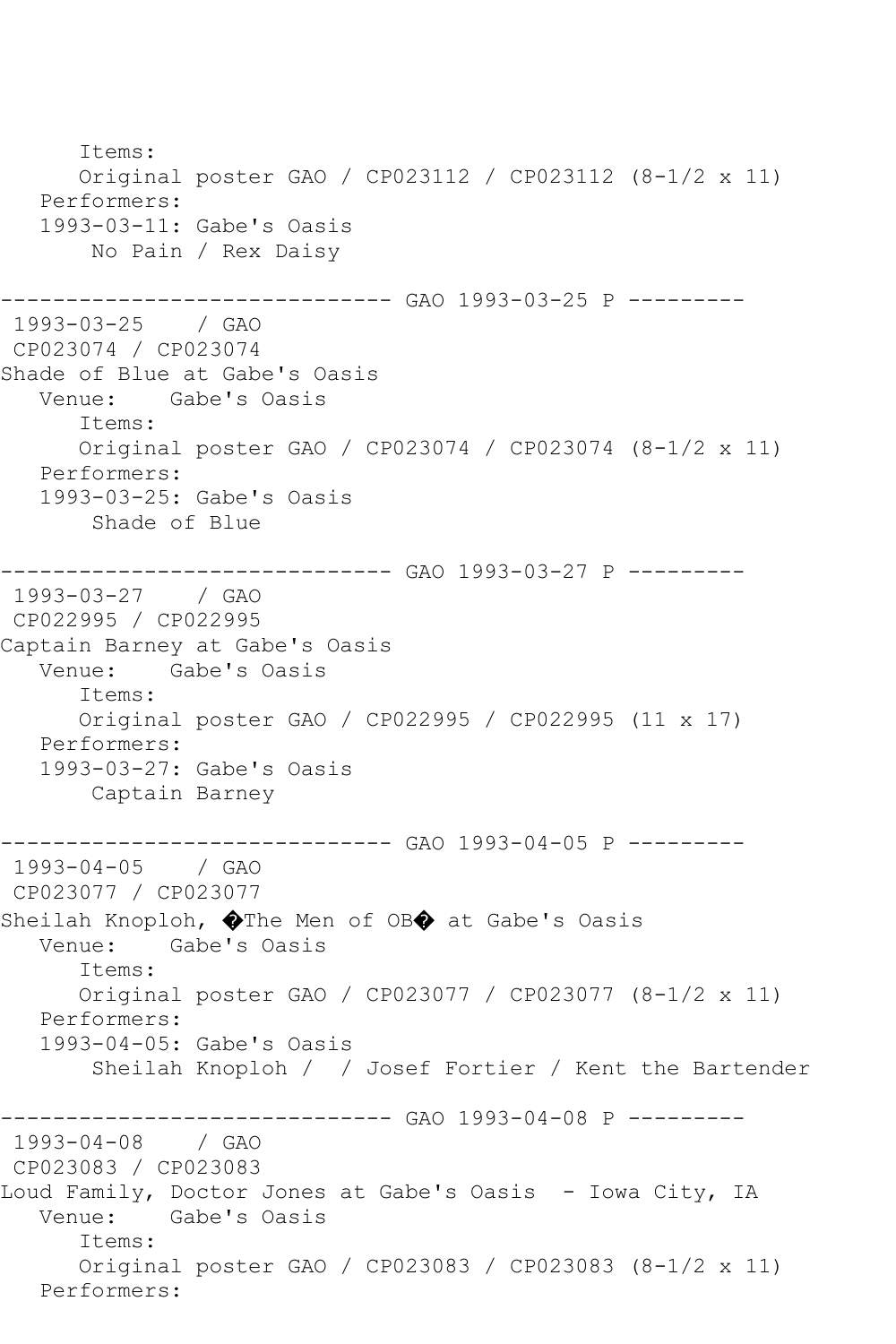```
      Items:
      Original poster GAO / CP023112 / CP023112 (8-1/2 x 11)
   Performers:
   1993-03-11: Gabe's Oasis
       No Pain / Rex Daisy

------------------------------ GAO 1993-03-25 P ---------
 1993-03-25    / GAO
 CP023074 / CP023074
Shade of Blue at Gabe's Oasis
   Venue:    Gabe's Oasis
      Items:
      Original poster GAO / CP023074 / CP023074 (8-1/2 x 11)
   Performers:
   1993-03-25: Gabe's Oasis
       Shade of Blue

------------------------------ GAO 1993-03-27 P ---------
 1993-03-27    / GAO
 CP022995 / CP022995
Captain Barney at Gabe's Oasis
   Venue:    Gabe's Oasis
      Items:
      Original poster GAO / CP022995 / CP022995 (11 x 17)
   Performers:
   1993-03-27: Gabe's Oasis
       Captain Barney

------------------------------ GAO 1993-04-05 P ---------
 1993-04-05    / GAO
 CP023077 / CP023077
Sheilah Knoploh, �The Men of OB� at Gabe's Oasis
   Venue:    Gabe's Oasis
      Items:
      Original poster GAO / CP023077 / CP023077 (8-1/2 x 11)
   Performers:
   1993-04-05: Gabe's Oasis
       Sheilah Knoploh /  / Josef Fortier / Kent the Bartender

------------------------------ GAO 1993-04-08 P ---------
 1993-04-08    / GAO
 CP023083 / CP023083
Loud Family, Doctor Jones at Gabe's Oasis  - Iowa City, IA
   Venue:    Gabe's Oasis
      Items:
      Original poster GAO / CP023083 / CP023083 (8-1/2 x 11)
   Performers:
```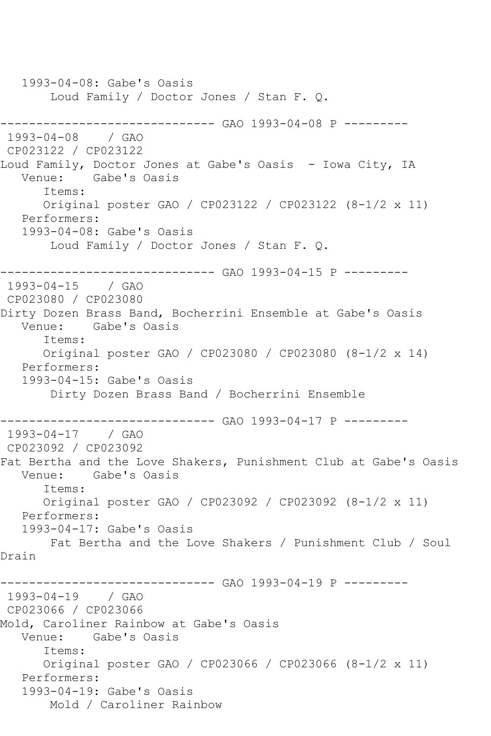```
   1993-04-08: Gabe's Oasis
       Loud Family / Doctor Jones / Stan F. Q.

------------------------------ GAO 1993-04-08 P ---------
 1993-04-08    / GAO
 CP023122 / CP023122
Loud Family, Doctor Jones at Gabe's Oasis  - Iowa City, IA
   Venue:    Gabe's Oasis
      Items:
      Original poster GAO / CP023122 / CP023122 (8-1/2 x 11)
   Performers:
   1993-04-08: Gabe's Oasis
       Loud Family / Doctor Jones / Stan F. Q.

------------------------------ GAO 1993-04-15 P ---------
 1993-04-15    / GAO
 CP023080 / CP023080
Dirty Dozen Brass Band, Bocherrini Ensemble at Gabe's Oasis
   Venue:    Gabe's Oasis
      Items:
      Original poster GAO / CP023080 / CP023080 (8-1/2 x 14)
   Performers:
   1993-04-15: Gabe's Oasis
       Dirty Dozen Brass Band / Bocherrini Ensemble

------------------------------ GAO 1993-04-17 P ---------
 1993-04-17    / GAO
 CP023092 / CP023092
Fat Bertha and the Love Shakers, Punishment Club at Gabe's Oasis
   Venue:    Gabe's Oasis
      Items:
      Original poster GAO / CP023092 / CP023092 (8-1/2 x 11)
   Performers:
   1993-04-17: Gabe's Oasis
       Fat Bertha and the Love Shakers / Punishment Club / Soul
Drain

------------------------------ GAO 1993-04-19 P ---------
 1993-04-19    / GAO
 CP023066 / CP023066
Mold, Caroliner Rainbow at Gabe's Oasis
   Venue:    Gabe's Oasis
      Items:
      Original poster GAO / CP023066 / CP023066 (8-1/2 x 11)
   Performers:
   1993-04-19: Gabe's Oasis
       Mold / Caroliner Rainbow
```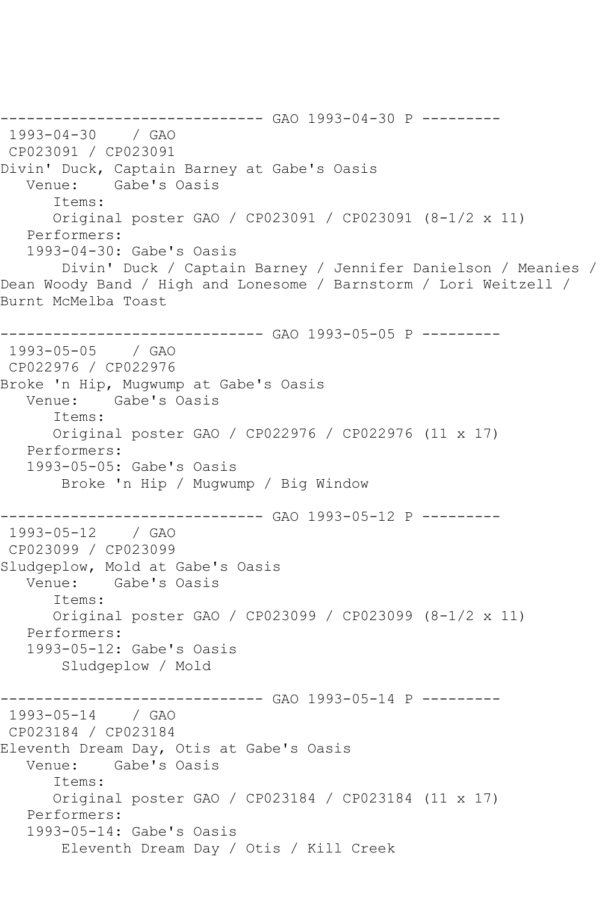------------------------------ GAO 1993-04-30 P ---------

1993-04-30 / GAO

CP023091 / CP023091

Divin' Duck, Captain Barney at Gabe's Oasis

Venue: Gabe's Oasis

Items:

Original poster GAO / CP023091 / CP023091 (8-1/2 x 11)

Performers:

1993-04-30: Gabe's Oasis

Divin' Duck / Captain Barney / Jennifer Danielson / Meanies / Dean Woody Band / High and Lonesome / Barnstorm / Lori Weitzell / Burnt McMelba Toast

------------------------------ GAO 1993-05-05 P ---------

1993-05-05 / GAO

CP022976 / CP022976

Broke 'n Hip, Mugwump at Gabe's Oasis

Venue: Gabe's Oasis

Items:

Original poster GAO / CP022976 / CP022976 (11 x 17)

Performers:

1993-05-05: Gabe's Oasis

Broke 'n Hip / Mugwump / Big Window

------------------------------ GAO 1993-05-12 P ---------

1993-05-12 / GAO

CP023099 / CP023099

Sludgeplow, Mold at Gabe's Oasis

Venue: Gabe's Oasis

Items:

Original poster GAO / CP023099 / CP023099 (8-1/2 x 11)

Performers:

1993-05-12: Gabe's Oasis

Sludgeplow / Mold

------------------------------ GAO 1993-05-14 P ---------

1993-05-14 / GAO

CP023184 / CP023184

Eleventh Dream Day, Otis at Gabe's Oasis

Venue: Gabe's Oasis

Items:

Original poster GAO / CP023184 / CP023184 (11 x 17)

Performers:

1993-05-14: Gabe's Oasis

Eleventh Dream Day / Otis / Kill Creek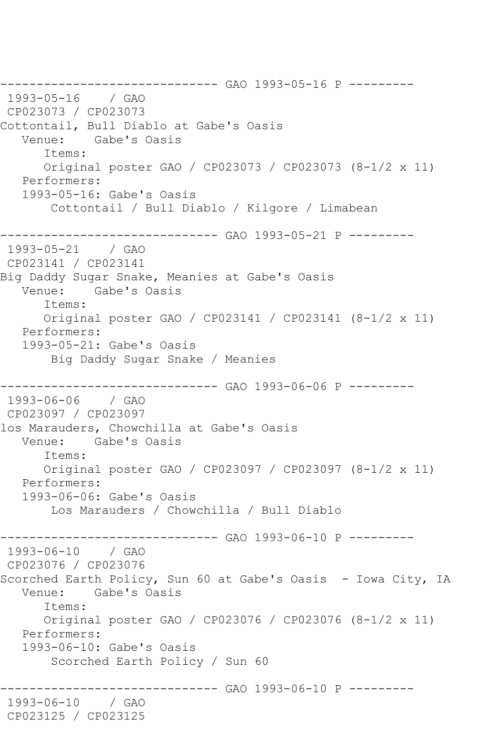```
------------------------------ GAO 1993-05-16 P ---------
 1993-05-16    / GAO
 CP023073 / CP023073
Cottontail, Bull Diablo at Gabe's Oasis
   Venue:    Gabe's Oasis
      Items:
      Original poster GAO / CP023073 / CP023073 (8-1/2 x 11)
   Performers:
   1993-05-16: Gabe's Oasis
       Cottontail / Bull Diablo / Kilgore / Limabean

------------------------------ GAO 1993-05-21 P ---------
 1993-05-21    / GAO
 CP023141 / CP023141
Big Daddy Sugar Snake, Meanies at Gabe's Oasis
   Venue:    Gabe's Oasis
      Items:
      Original poster GAO / CP023141 / CP023141 (8-1/2 x 11)
   Performers:
   1993-05-21: Gabe's Oasis
       Big Daddy Sugar Snake / Meanies

------------------------------ GAO 1993-06-06 P ---------
 1993-06-06    / GAO
 CP023097 / CP023097
los Marauders, Chowchilla at Gabe's Oasis
   Venue:    Gabe's Oasis
      Items:
      Original poster GAO / CP023097 / CP023097 (8-1/2 x 11)
   Performers:
   1993-06-06: Gabe's Oasis
       Los Marauders / Chowchilla / Bull Diablo

------------------------------ GAO 1993-06-10 P ---------
 1993-06-10    / GAO
 CP023076 / CP023076
Scorched Earth Policy, Sun 60 at Gabe's Oasis  - Iowa City, IA
   Venue:    Gabe's Oasis
      Items:
      Original poster GAO / CP023076 / CP023076 (8-1/2 x 11)
   Performers:
   1993-06-10: Gabe's Oasis
       Scorched Earth Policy / Sun 60

------------------------------ GAO 1993-06-10 P ---------
 1993-06-10    / GAO
 CP023125 / CP023125
```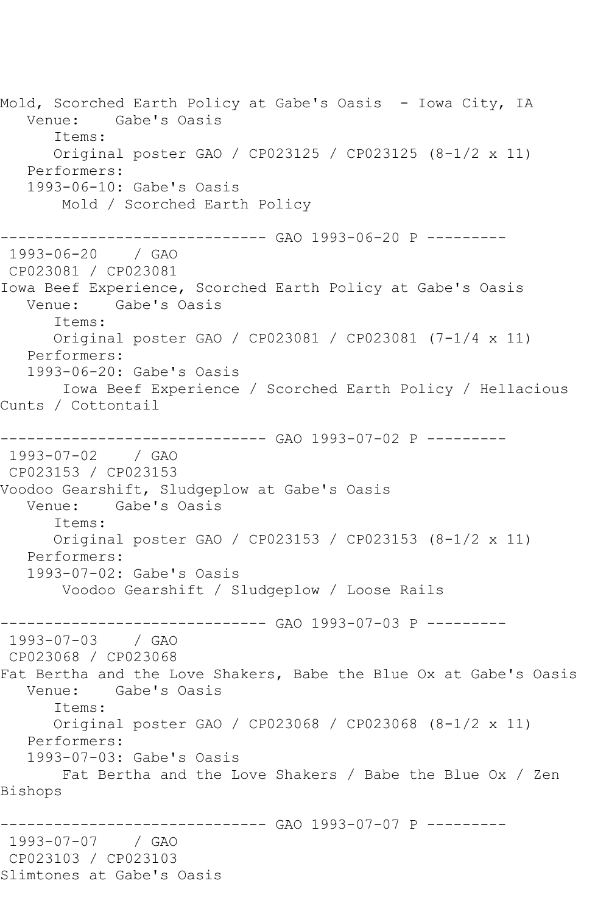Mold, Scorched Earth Policy at Gabe's Oasis - Iowa City, IA
   Venue:    Gabe's Oasis
      Items:
      Original poster GAO / CP023125 / CP023125 (8-1/2 x 11)
   Performers:
   1993-06-10: Gabe's Oasis
       Mold / Scorched Earth Policy

------------------------------ GAO 1993-06-20 P ---------
 1993-06-20    / GAO
 CP023081 / CP023081
Iowa Beef Experience, Scorched Earth Policy at Gabe's Oasis
   Venue:    Gabe's Oasis
      Items:
      Original poster GAO / CP023081 / CP023081 (7-1/4 x 11)
   Performers:
   1993-06-20: Gabe's Oasis
       Iowa Beef Experience / Scorched Earth Policy / Hellacious Cunts / Cottontail

------------------------------ GAO 1993-07-02 P ---------
 1993-07-02    / GAO
 CP023153 / CP023153
Voodoo Gearshift, Sludgeplow at Gabe's Oasis
   Venue:    Gabe's Oasis
      Items:
      Original poster GAO / CP023153 / CP023153 (8-1/2 x 11)
   Performers:
   1993-07-02: Gabe's Oasis
       Voodoo Gearshift / Sludgeplow / Loose Rails

------------------------------ GAO 1993-07-03 P ---------
 1993-07-03    / GAO
 CP023068 / CP023068
Fat Bertha and the Love Shakers, Babe the Blue Ox at Gabe's Oasis
   Venue:    Gabe's Oasis
      Items:
      Original poster GAO / CP023068 / CP023068 (8-1/2 x 11)
   Performers:
   1993-07-03: Gabe's Oasis
       Fat Bertha and the Love Shakers / Babe the Blue Ox / Zen Bishops

------------------------------ GAO 1993-07-07 P ---------
 1993-07-07    / GAO
 CP023103 / CP023103
Slimtones at Gabe's Oasis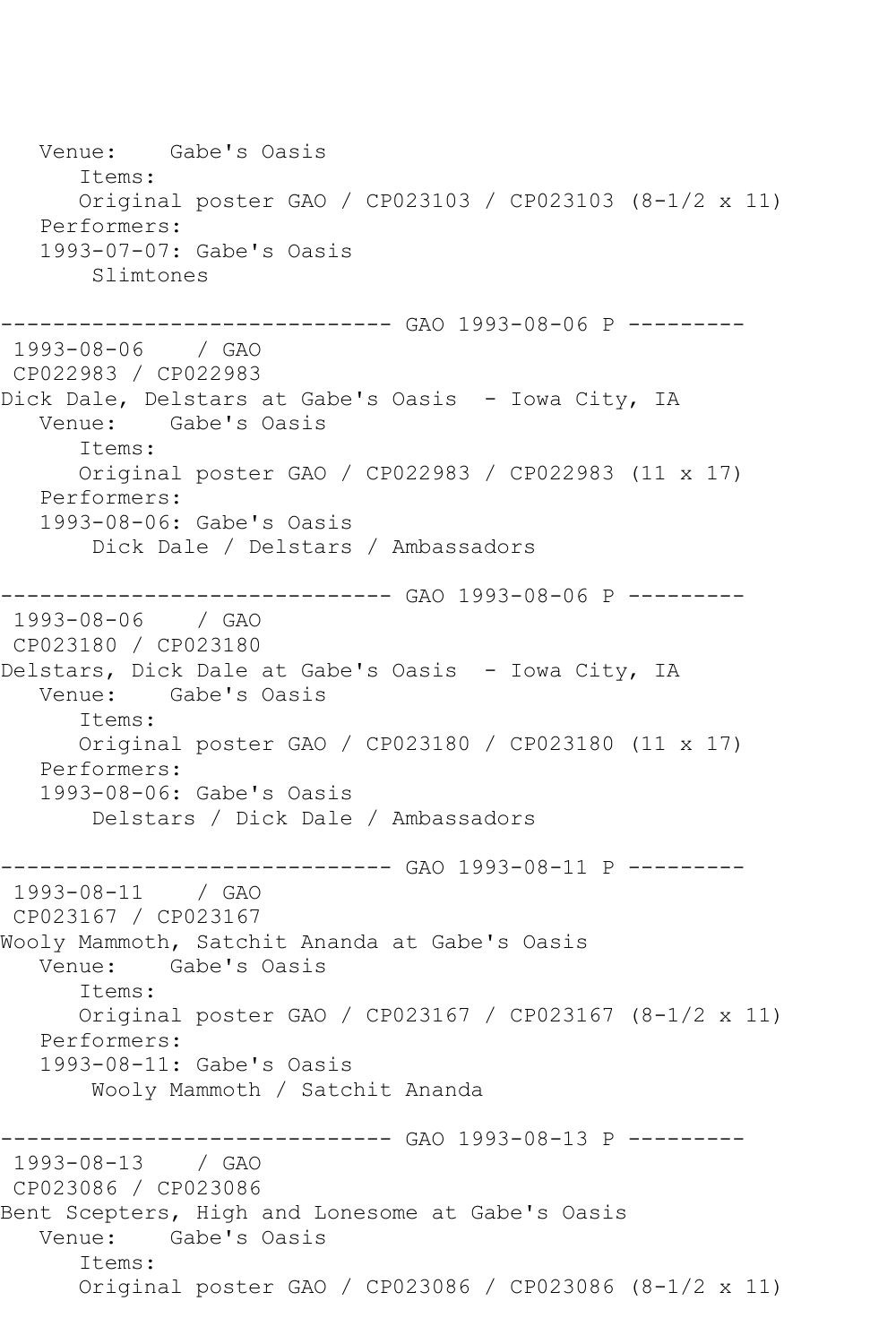```
   Venue:    Gabe's Oasis
      Items:
      Original poster GAO / CP023103 / CP023103 (8-1/2 x 11)
   Performers:
   1993-07-07: Gabe's Oasis
       Slimtones

------------------------------ GAO 1993-08-06 P ---------
 1993-08-06    / GAO
 CP022983 / CP022983
Dick Dale, Delstars at Gabe's Oasis  - Iowa City, IA
   Venue:    Gabe's Oasis
      Items:
      Original poster GAO / CP022983 / CP022983 (11 x 17)
   Performers:
   1993-08-06: Gabe's Oasis
       Dick Dale / Delstars / Ambassadors

------------------------------ GAO 1993-08-06 P ---------
 1993-08-06    / GAO
 CP023180 / CP023180
Delstars, Dick Dale at Gabe's Oasis  - Iowa City, IA
   Venue:    Gabe's Oasis
      Items:
      Original poster GAO / CP023180 / CP023180 (11 x 17)
   Performers:
   1993-08-06: Gabe's Oasis
       Delstars / Dick Dale / Ambassadors

------------------------------ GAO 1993-08-11 P ---------
 1993-08-11    / GAO
 CP023167 / CP023167
Wooly Mammoth, Satchit Ananda at Gabe's Oasis
   Venue:    Gabe's Oasis
      Items:
      Original poster GAO / CP023167 / CP023167 (8-1/2 x 11)
   Performers:
   1993-08-11: Gabe's Oasis
       Wooly Mammoth / Satchit Ananda

------------------------------ GAO 1993-08-13 P ---------
 1993-08-13    / GAO
 CP023086 / CP023086
Bent Scepters, High and Lonesome at Gabe's Oasis
   Venue:    Gabe's Oasis
      Items:
      Original poster GAO / CP023086 / CP023086 (8-1/2 x 11)
```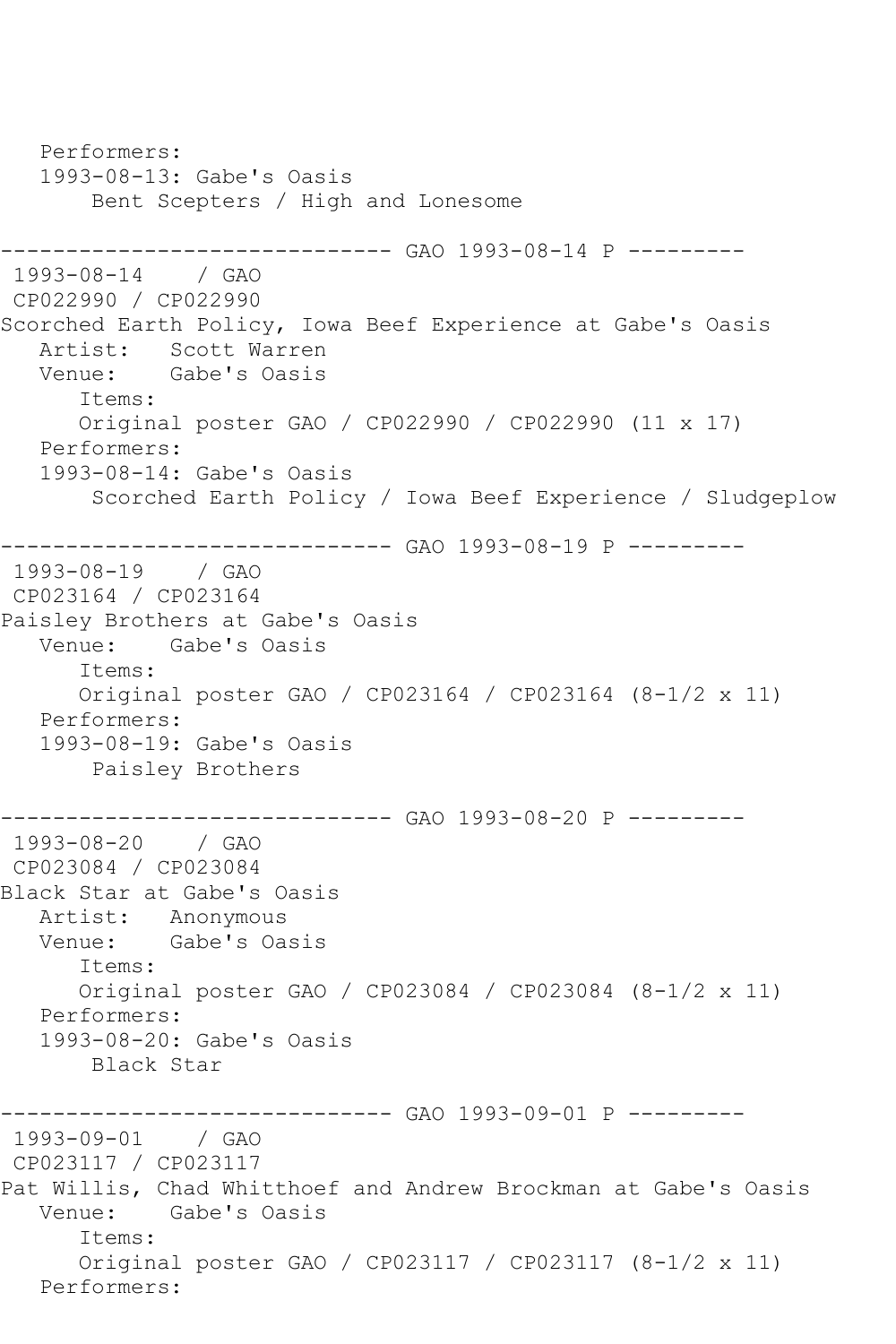```
   Performers:
   1993-08-13: Gabe's Oasis
        Bent Scepters / High and Lonesome

------------------------------ GAO 1993-08-14 P ---------
 1993-08-14    / GAO
 CP022990 / CP022990
Scorched Earth Policy, Iowa Beef Experience at Gabe's Oasis
   Artist:   Scott Warren
   Venue:    Gabe's Oasis
      Items:
      Original poster GAO / CP022990 / CP022990 (11 x 17)
   Performers:
   1993-08-14: Gabe's Oasis
        Scorched Earth Policy / Iowa Beef Experience / Sludgeplow

------------------------------ GAO 1993-08-19 P ---------
 1993-08-19    / GAO
 CP023164 / CP023164
Paisley Brothers at Gabe's Oasis
   Venue:    Gabe's Oasis
      Items:
      Original poster GAO / CP023164 / CP023164 (8-1/2 x 11)
   Performers:
   1993-08-19: Gabe's Oasis
        Paisley Brothers

------------------------------ GAO 1993-08-20 P ---------
 1993-08-20    / GAO
 CP023084 / CP023084
Black Star at Gabe's Oasis
   Artist:   Anonymous
   Venue:    Gabe's Oasis
      Items:
      Original poster GAO / CP023084 / CP023084 (8-1/2 x 11)
   Performers:
   1993-08-20: Gabe's Oasis
        Black Star

------------------------------ GAO 1993-09-01 P ---------
 1993-09-01    / GAO
 CP023117 / CP023117
Pat Willis, Chad Whitthoef and Andrew Brockman at Gabe's Oasis
   Venue:    Gabe's Oasis
      Items:
      Original poster GAO / CP023117 / CP023117 (8-1/2 x 11)
   Performers:
```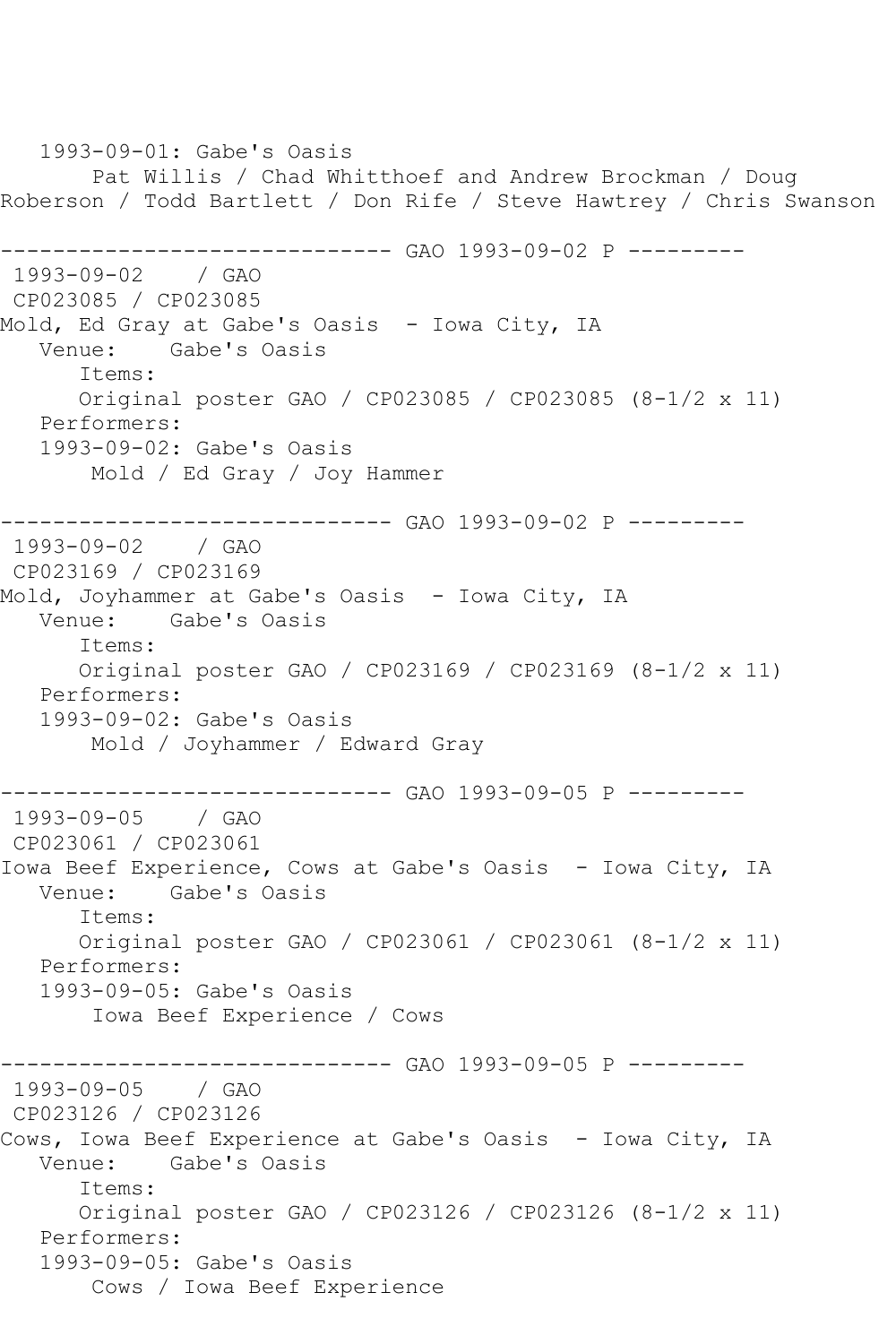```
   1993-09-01: Gabe's Oasis
       Pat Willis / Chad Whitthoef and Andrew Brockman / Doug
Roberson / Todd Bartlett / Don Rife / Steve Hawtrey / Chris Swanson

------------------------------ GAO 1993-09-02 P ---------
 1993-09-02    / GAO
 CP023085 / CP023085
Mold, Ed Gray at Gabe's Oasis  - Iowa City, IA
   Venue:    Gabe's Oasis
      Items:
      Original poster GAO / CP023085 / CP023085 (8-1/2 x 11)
   Performers:
   1993-09-02: Gabe's Oasis
       Mold / Ed Gray / Joy Hammer

------------------------------ GAO 1993-09-02 P ---------
 1993-09-02    / GAO
 CP023169 / CP023169
Mold, Joyhammer at Gabe's Oasis  - Iowa City, IA
   Venue:    Gabe's Oasis
      Items:
      Original poster GAO / CP023169 / CP023169 (8-1/2 x 11)
   Performers:
   1993-09-02: Gabe's Oasis
       Mold / Joyhammer / Edward Gray

------------------------------ GAO 1993-09-05 P ---------
 1993-09-05    / GAO
 CP023061 / CP023061
Iowa Beef Experience, Cows at Gabe's Oasis  - Iowa City, IA
   Venue:    Gabe's Oasis
      Items:
      Original poster GAO / CP023061 / CP023061 (8-1/2 x 11)
   Performers:
   1993-09-05: Gabe's Oasis
       Iowa Beef Experience / Cows

------------------------------ GAO 1993-09-05 P ---------
 1993-09-05    / GAO
 CP023126 / CP023126
Cows, Iowa Beef Experience at Gabe's Oasis  - Iowa City, IA
   Venue:    Gabe's Oasis
      Items:
      Original poster GAO / CP023126 / CP023126 (8-1/2 x 11)
   Performers:
   1993-09-05: Gabe's Oasis
       Cows / Iowa Beef Experience
```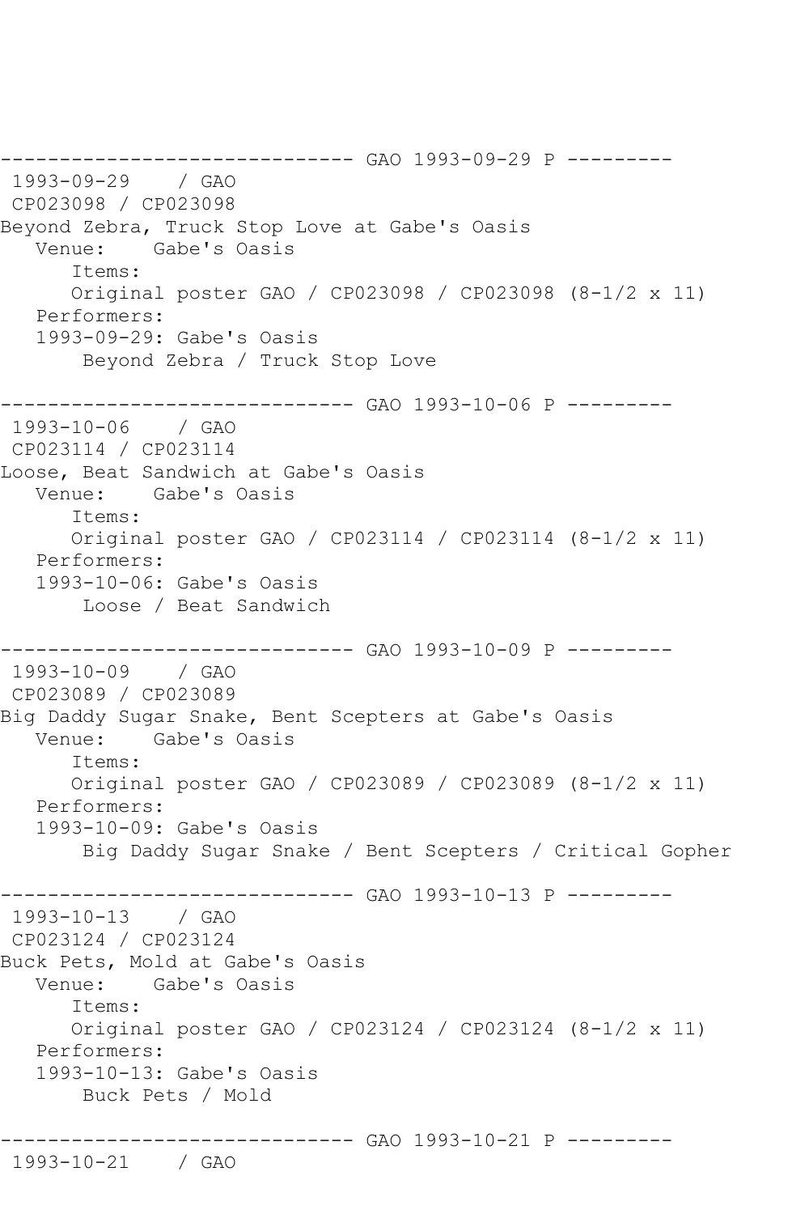------------------------------ GAO 1993-09-29 P ---------
 1993-09-29    / GAO
 CP023098 / CP023098
Beyond Zebra, Truck Stop Love at Gabe's Oasis
   Venue:    Gabe's Oasis
      Items:
      Original poster GAO / CP023098 / CP023098 (8-1/2 x 11)
   Performers:
   1993-09-29: Gabe's Oasis
       Beyond Zebra / Truck Stop Love

------------------------------ GAO 1993-10-06 P ---------
 1993-10-06    / GAO
 CP023114 / CP023114
Loose, Beat Sandwich at Gabe's Oasis
   Venue:    Gabe's Oasis
      Items:
      Original poster GAO / CP023114 / CP023114 (8-1/2 x 11)
   Performers:
   1993-10-06: Gabe's Oasis
       Loose / Beat Sandwich

------------------------------ GAO 1993-10-09 P ---------
 1993-10-09    / GAO
 CP023089 / CP023089
Big Daddy Sugar Snake, Bent Scepters at Gabe's Oasis
   Venue:    Gabe's Oasis
      Items:
      Original poster GAO / CP023089 / CP023089 (8-1/2 x 11)
   Performers:
   1993-10-09: Gabe's Oasis
       Big Daddy Sugar Snake / Bent Scepters / Critical Gopher

------------------------------ GAO 1993-10-13 P ---------
 1993-10-13    / GAO
 CP023124 / CP023124
Buck Pets, Mold at Gabe's Oasis
   Venue:    Gabe's Oasis
      Items:
      Original poster GAO / CP023124 / CP023124 (8-1/2 x 11)
   Performers:
   1993-10-13: Gabe's Oasis
       Buck Pets / Mold

------------------------------ GAO 1993-10-21 P ---------
 1993-10-21    / GAO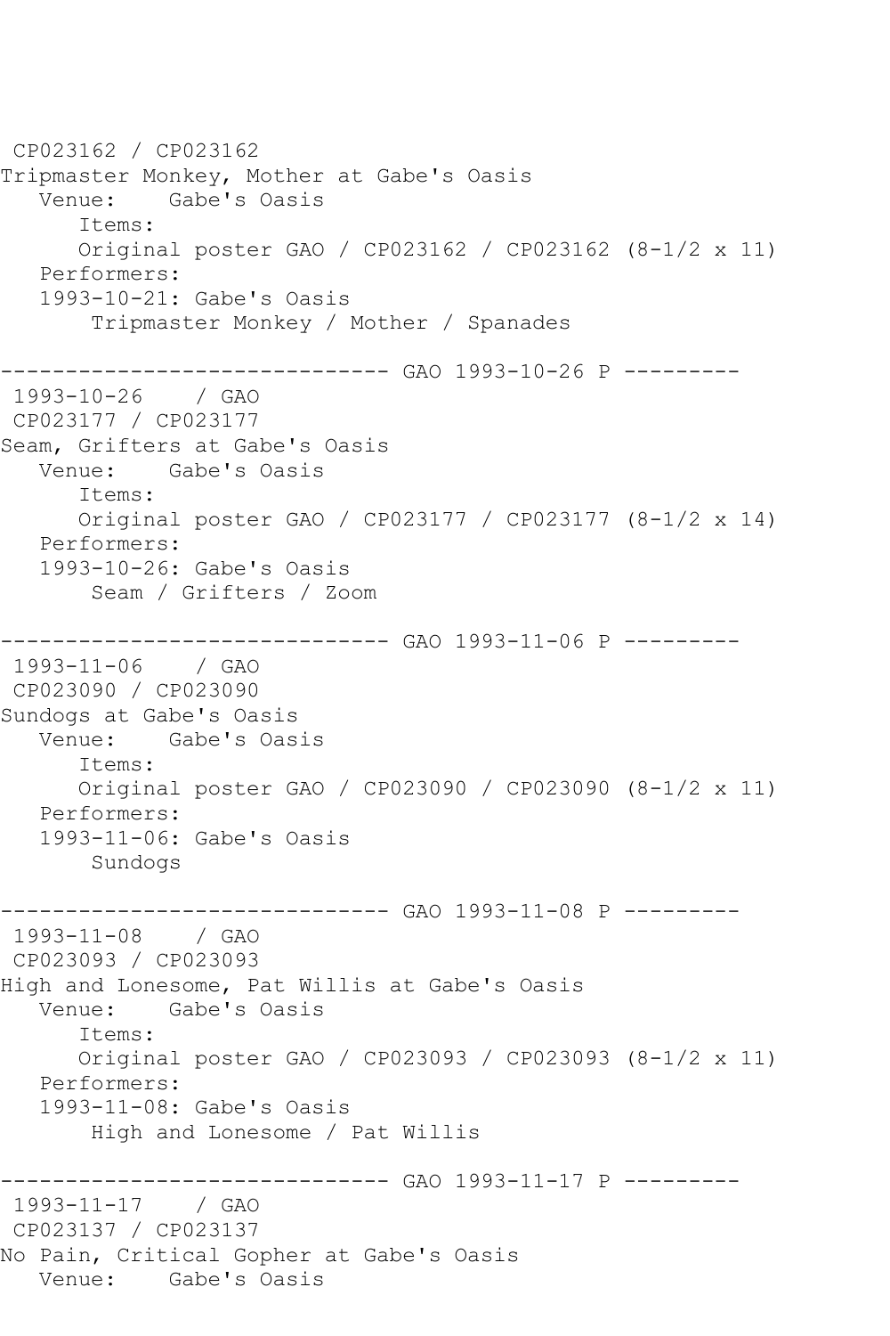CP023162 / CP023162
Tripmaster Monkey, Mother at Gabe's Oasis
   Venue:    Gabe's Oasis
      Items:
      Original poster GAO / CP023162 / CP023162 (8-1/2 x 11)
   Performers:
   1993-10-21: Gabe's Oasis
        Tripmaster Monkey / Mother / Spanades

------------------------------ GAO 1993-10-26 P ---------
1993-10-26    / GAO
CP023177 / CP023177
Seam, Grifters at Gabe's Oasis
   Venue:    Gabe's Oasis
      Items:
      Original poster GAO / CP023177 / CP023177 (8-1/2 x 14)
   Performers:
   1993-10-26: Gabe's Oasis
        Seam / Grifters / Zoom

------------------------------ GAO 1993-11-06 P ---------
1993-11-06    / GAO
CP023090 / CP023090
Sundogs at Gabe's Oasis
   Venue:    Gabe's Oasis
      Items:
      Original poster GAO / CP023090 / CP023090 (8-1/2 x 11)
   Performers:
   1993-11-06: Gabe's Oasis
        Sundogs

------------------------------ GAO 1993-11-08 P ---------
1993-11-08    / GAO
CP023093 / CP023093
High and Lonesome, Pat Willis at Gabe's Oasis
   Venue:    Gabe's Oasis
      Items:
      Original poster GAO / CP023093 / CP023093 (8-1/2 x 11)
   Performers:
   1993-11-08: Gabe's Oasis
        High and Lonesome / Pat Willis

------------------------------ GAO 1993-11-17 P ---------
1993-11-17    / GAO
CP023137 / CP023137
No Pain, Critical Gopher at Gabe's Oasis
   Venue:    Gabe's Oasis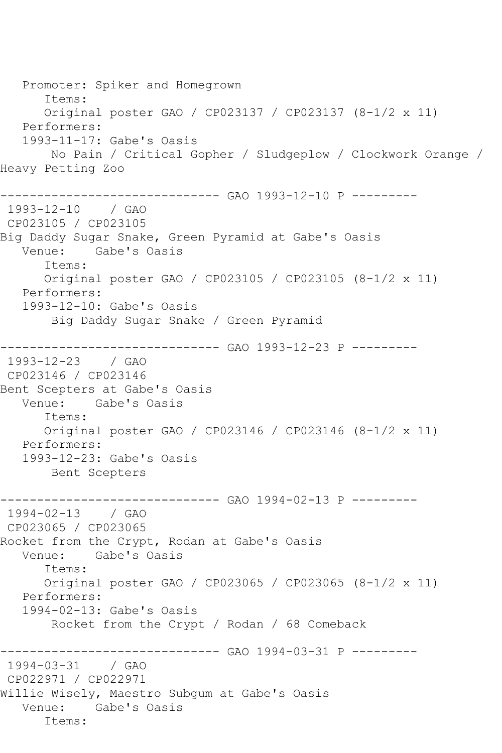Promoter: Spiker and Homegrown
   Items:
   Original poster GAO / CP023137 / CP023137 (8-1/2 x 11)
Performers:
1993-11-17: Gabe's Oasis
   No Pain / Critical Gopher / Sludgeplow / Clockwork Orange / Heavy Petting Zoo

------------------------------ GAO 1993-12-10 P ---------

1993-12-10 / GAO
CP023105 / CP023105
Big Daddy Sugar Snake, Green Pyramid at Gabe's Oasis
Venue: Gabe's Oasis
   Items:
   Original poster GAO / CP023105 / CP023105 (8-1/2 x 11)
Performers:
1993-12-10: Gabe's Oasis
   Big Daddy Sugar Snake / Green Pyramid

------------------------------ GAO 1993-12-23 P ---------

1993-12-23 / GAO
CP023146 / CP023146
Bent Scepters at Gabe's Oasis
Venue: Gabe's Oasis
   Items:
   Original poster GAO / CP023146 / CP023146 (8-1/2 x 11)
Performers:
1993-12-23: Gabe's Oasis
   Bent Scepters

------------------------------ GAO 1994-02-13 P ---------

1994-02-13 / GAO
CP023065 / CP023065
Rocket from the Crypt, Rodan at Gabe's Oasis
Venue: Gabe's Oasis
   Items:
   Original poster GAO / CP023065 / CP023065 (8-1/2 x 11)
Performers:
1994-02-13: Gabe's Oasis
   Rocket from the Crypt / Rodan / 68 Comeback

------------------------------ GAO 1994-03-31 P ---------

1994-03-31 / GAO
CP022971 / CP022971
Willie Wisely, Maestro Subgum at Gabe's Oasis
Venue: Gabe's Oasis
   Items: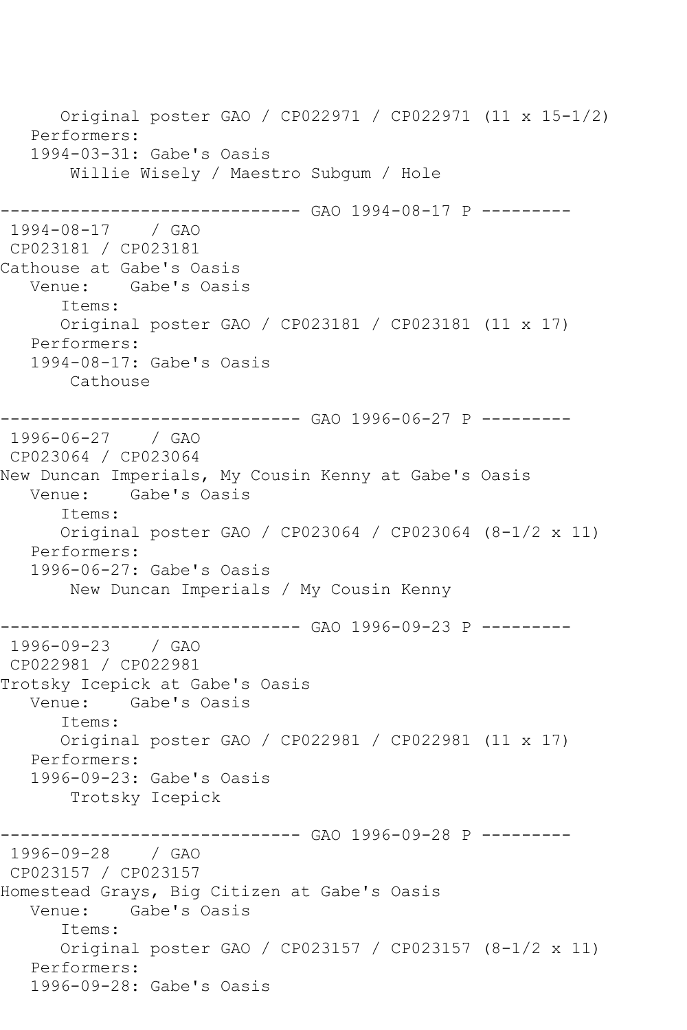```
      Original poster GAO / CP022971 / CP022971 (11 x 15-1/2)
   Performers:
   1994-03-31: Gabe's Oasis
       Willie Wisely / Maestro Subgum / Hole

------------------------------ GAO 1994-08-17 P ---------
 1994-08-17    / GAO
 CP023181 / CP023181
Cathouse at Gabe's Oasis
   Venue:    Gabe's Oasis
      Items:
      Original poster GAO / CP023181 / CP023181 (11 x 17)
   Performers:
   1994-08-17: Gabe's Oasis
       Cathouse

------------------------------ GAO 1996-06-27 P ---------
 1996-06-27    / GAO
 CP023064 / CP023064
New Duncan Imperials, My Cousin Kenny at Gabe's Oasis
   Venue:    Gabe's Oasis
      Items:
      Original poster GAO / CP023064 / CP023064 (8-1/2 x 11)
   Performers:
   1996-06-27: Gabe's Oasis
       New Duncan Imperials / My Cousin Kenny

------------------------------ GAO 1996-09-23 P ---------
 1996-09-23    / GAO
 CP022981 / CP022981
Trotsky Icepick at Gabe's Oasis
   Venue:    Gabe's Oasis
      Items:
      Original poster GAO / CP022981 / CP022981 (11 x 17)
   Performers:
   1996-09-23: Gabe's Oasis
       Trotsky Icepick

------------------------------ GAO 1996-09-28 P ---------
 1996-09-28    / GAO
 CP023157 / CP023157
Homestead Grays, Big Citizen at Gabe's Oasis
   Venue:    Gabe's Oasis
      Items:
      Original poster GAO / CP023157 / CP023157 (8-1/2 x 11)
   Performers:
   1996-09-28: Gabe's Oasis
```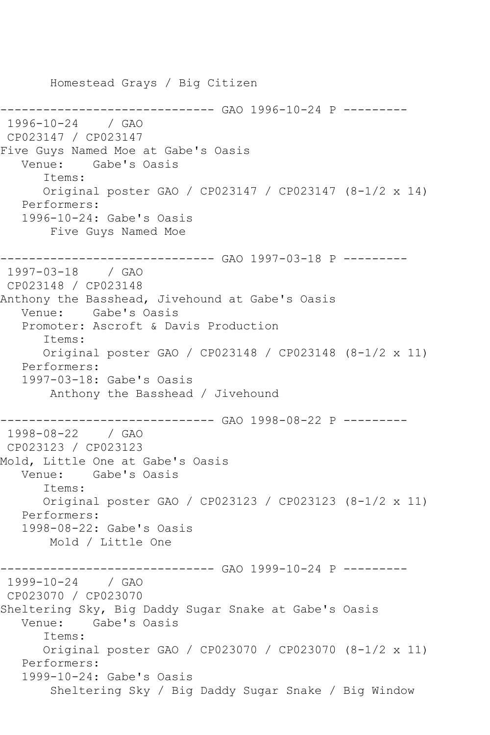Homestead Grays / Big Citizen

```
------------------------------ GAO 1996-10-24 P ---------
 1996-10-24    / GAO
 CP023147 / CP023147
Five Guys Named Moe at Gabe's Oasis
   Venue:    Gabe's Oasis
      Items:
      Original poster GAO / CP023147 / CP023147 (8-1/2 x 14)
   Performers:
   1996-10-24: Gabe's Oasis
       Five Guys Named Moe

------------------------------ GAO 1997-03-18 P ---------
 1997-03-18    / GAO
 CP023148 / CP023148
Anthony the Basshead, Jivehound at Gabe's Oasis
   Venue:    Gabe's Oasis
   Promoter: Ascroft & Davis Production
      Items:
      Original poster GAO / CP023148 / CP023148 (8-1/2 x 11)
   Performers:
   1997-03-18: Gabe's Oasis
       Anthony the Basshead / Jivehound

------------------------------ GAO 1998-08-22 P ---------
 1998-08-22    / GAO
 CP023123 / CP023123
Mold, Little One at Gabe's Oasis
   Venue:    Gabe's Oasis
      Items:
      Original poster GAO / CP023123 / CP023123 (8-1/2 x 11)
   Performers:
   1998-08-22: Gabe's Oasis
       Mold / Little One

------------------------------ GAO 1999-10-24 P ---------
 1999-10-24    / GAO
 CP023070 / CP023070
Sheltering Sky, Big Daddy Sugar Snake at Gabe's Oasis
   Venue:    Gabe's Oasis
      Items:
      Original poster GAO / CP023070 / CP023070 (8-1/2 x 11)
   Performers:
   1999-10-24: Gabe's Oasis
       Sheltering Sky / Big Daddy Sugar Snake / Big Window
```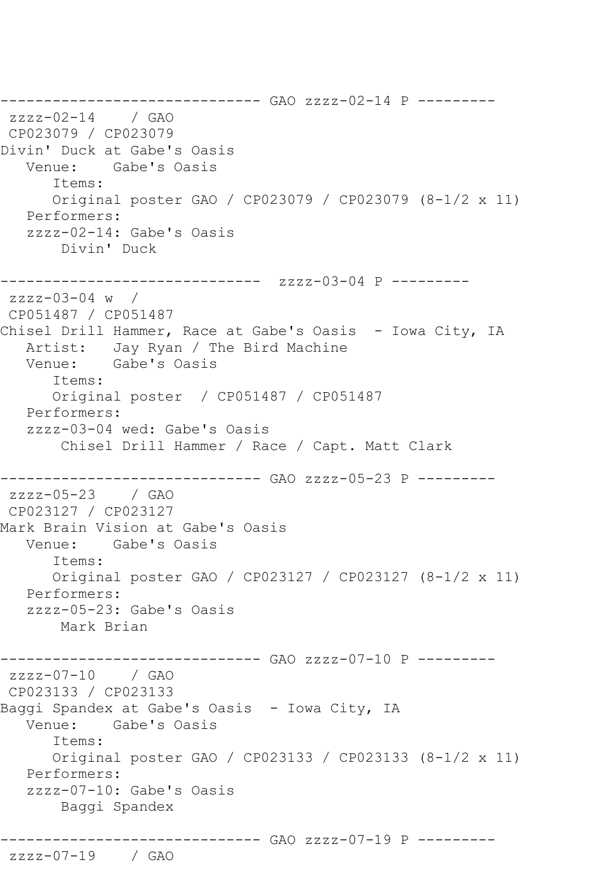```
------------------------------ GAO zzzz-02-14 P ---------
 zzzz-02-14    / GAO
 CP023079 / CP023079
Divin' Duck at Gabe's Oasis
   Venue:    Gabe's Oasis
      Items:
      Original poster GAO / CP023079 / CP023079 (8-1/2 x 11)
   Performers:
   zzzz-02-14: Gabe's Oasis
       Divin' Duck

------------------------------  zzzz-03-04 P ---------
 zzzz-03-04 w  /
 CP051487 / CP051487
Chisel Drill Hammer, Race at Gabe's Oasis  - Iowa City, IA
   Artist:   Jay Ryan / The Bird Machine
   Venue:    Gabe's Oasis
      Items:
      Original poster  / CP051487 / CP051487
   Performers:
   zzzz-03-04 wed: Gabe's Oasis
       Chisel Drill Hammer / Race / Capt. Matt Clark

------------------------------ GAO zzzz-05-23 P ---------
 zzzz-05-23    / GAO
 CP023127 / CP023127
Mark Brain Vision at Gabe's Oasis
   Venue:    Gabe's Oasis
      Items:
      Original poster GAO / CP023127 / CP023127 (8-1/2 x 11)
   Performers:
   zzzz-05-23: Gabe's Oasis
       Mark Brian

------------------------------ GAO zzzz-07-10 P ---------
 zzzz-07-10    / GAO
 CP023133 / CP023133
Baggi Spandex at Gabe's Oasis  - Iowa City, IA
   Venue:    Gabe's Oasis
      Items:
      Original poster GAO / CP023133 / CP023133 (8-1/2 x 11)
   Performers:
   zzzz-07-10: Gabe's Oasis
       Baggi Spandex

------------------------------ GAO zzzz-07-19 P ---------
 zzzz-07-19    / GAO
```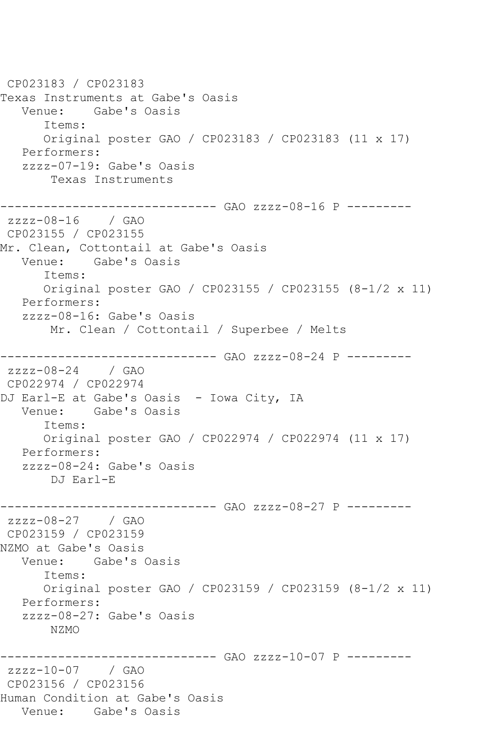CP023183 / CP023183
Texas Instruments at Gabe's Oasis
   Venue:    Gabe's Oasis
      Items:
      Original poster GAO / CP023183 / CP023183 (11 x 17)
   Performers:
   zzzz-07-19: Gabe's Oasis
       Texas Instruments

------------------------------ GAO zzzz-08-16 P ---------
 zzzz-08-16    / GAO
 CP023155 / CP023155
Mr. Clean, Cottontail at Gabe's Oasis
   Venue:    Gabe's Oasis
      Items:
      Original poster GAO / CP023155 / CP023155 (8-1/2 x 11)
   Performers:
   zzzz-08-16: Gabe's Oasis
       Mr. Clean / Cottontail / Superbee / Melts

------------------------------ GAO zzzz-08-24 P ---------
 zzzz-08-24    / GAO
 CP022974 / CP022974
DJ Earl-E at Gabe's Oasis  - Iowa City, IA
   Venue:    Gabe's Oasis
      Items:
      Original poster GAO / CP022974 / CP022974 (11 x 17)
   Performers:
   zzzz-08-24: Gabe's Oasis
       DJ Earl-E

------------------------------ GAO zzzz-08-27 P ---------
 zzzz-08-27    / GAO
 CP023159 / CP023159
NZMO at Gabe's Oasis
   Venue:    Gabe's Oasis
      Items:
      Original poster GAO / CP023159 / CP023159 (8-1/2 x 11)
   Performers:
   zzzz-08-27: Gabe's Oasis
       NZMO

------------------------------ GAO zzzz-10-07 P ---------
 zzzz-10-07    / GAO
 CP023156 / CP023156
Human Condition at Gabe's Oasis
   Venue:    Gabe's Oasis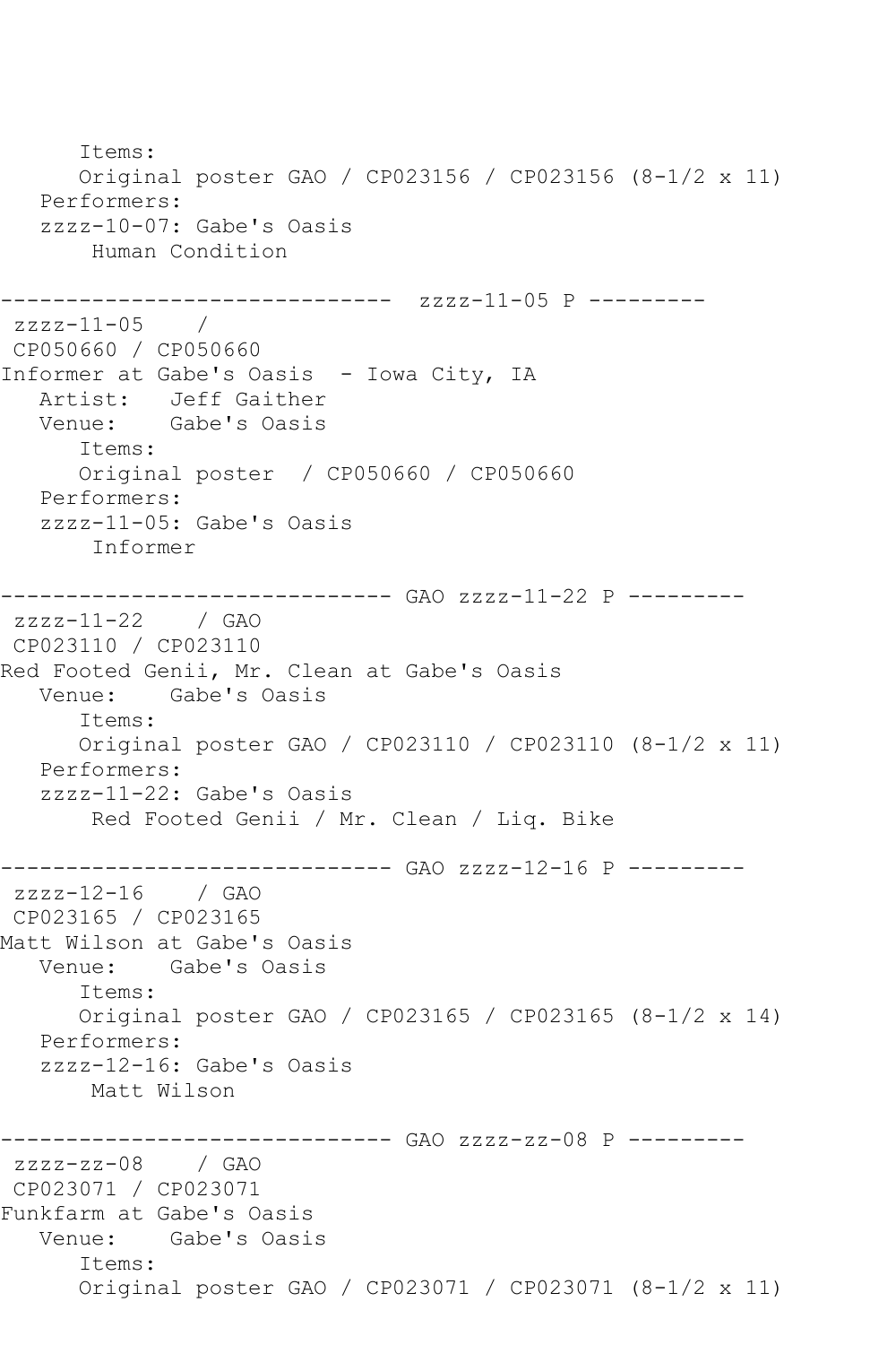```
      Items:
      Original poster GAO / CP023156 / CP023156 (8-1/2 x 11)
   Performers:
   zzzz-10-07: Gabe's Oasis
       Human Condition

------------------------------  zzzz-11-05 P ---------
 zzzz-11-05    /
 CP050660 / CP050660
Informer at Gabe's Oasis  - Iowa City, IA
   Artist:   Jeff Gaither
   Venue:    Gabe's Oasis
      Items:
      Original poster  / CP050660 / CP050660
   Performers:
   zzzz-11-05: Gabe's Oasis
       Informer

------------------------------ GAO zzzz-11-22 P ---------
 zzzz-11-22    / GAO
 CP023110 / CP023110
Red Footed Genii, Mr. Clean at Gabe's Oasis
   Venue:    Gabe's Oasis
      Items:
      Original poster GAO / CP023110 / CP023110 (8-1/2 x 11)
   Performers:
   zzzz-11-22: Gabe's Oasis
       Red Footed Genii / Mr. Clean / Liq. Bike

------------------------------ GAO zzzz-12-16 P ---------
 zzzz-12-16    / GAO
 CP023165 / CP023165
Matt Wilson at Gabe's Oasis
   Venue:    Gabe's Oasis
      Items:
      Original poster GAO / CP023165 / CP023165 (8-1/2 x 14)
   Performers:
   zzzz-12-16: Gabe's Oasis
       Matt Wilson

------------------------------ GAO zzzz-zz-08 P ---------
 zzzz-zz-08    / GAO
 CP023071 / CP023071
Funkfarm at Gabe's Oasis
   Venue:    Gabe's Oasis
      Items:
      Original poster GAO / CP023071 / CP023071 (8-1/2 x 11)
```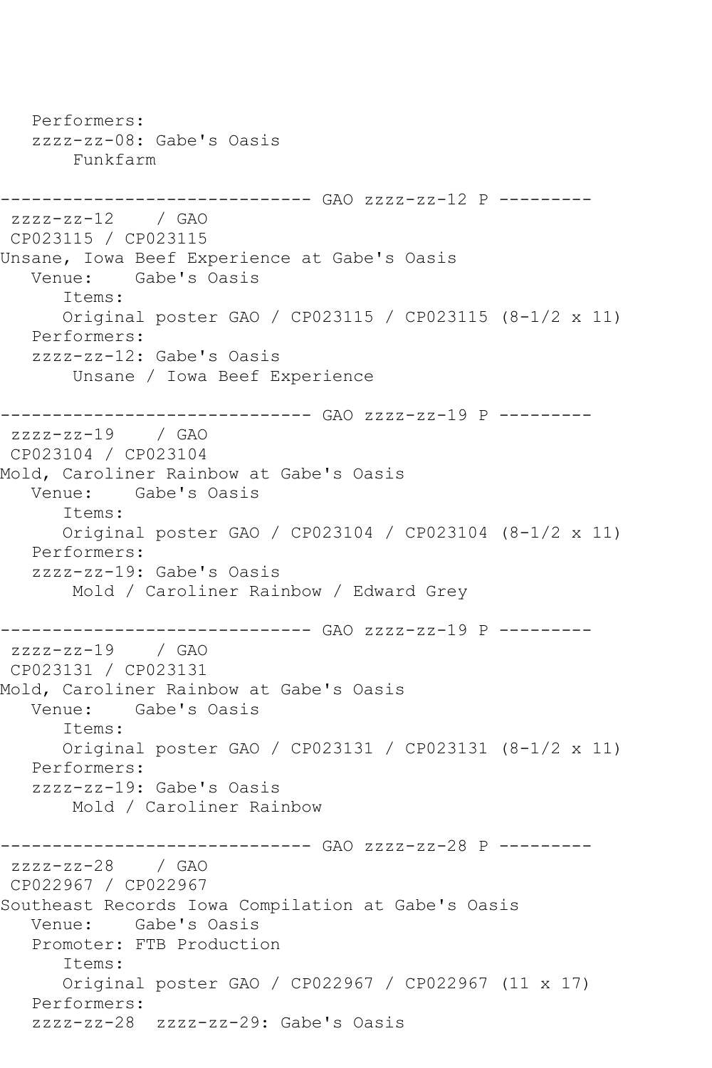```
   Performers:
   zzzz-zz-08: Gabe's Oasis
       Funkfarm

------------------------------ GAO zzzz-zz-12 P ---------
 zzzz-zz-12    / GAO
 CP023115 / CP023115
Unsane, Iowa Beef Experience at Gabe's Oasis
   Venue:    Gabe's Oasis
      Items:
      Original poster GAO / CP023115 / CP023115 (8-1/2 x 11)
   Performers:
   zzzz-zz-12: Gabe's Oasis
       Unsane / Iowa Beef Experience

------------------------------ GAO zzzz-zz-19 P ---------
 zzzz-zz-19    / GAO
 CP023104 / CP023104
Mold, Caroliner Rainbow at Gabe's Oasis
   Venue:    Gabe's Oasis
      Items:
      Original poster GAO / CP023104 / CP023104 (8-1/2 x 11)
   Performers:
   zzzz-zz-19: Gabe's Oasis
       Mold / Caroliner Rainbow / Edward Grey

------------------------------ GAO zzzz-zz-19 P ---------
 zzzz-zz-19    / GAO
 CP023131 / CP023131
Mold, Caroliner Rainbow at Gabe's Oasis
   Venue:    Gabe's Oasis
      Items:
      Original poster GAO / CP023131 / CP023131 (8-1/2 x 11)
   Performers:
   zzzz-zz-19: Gabe's Oasis
       Mold / Caroliner Rainbow

------------------------------ GAO zzzz-zz-28 P ---------
 zzzz-zz-28    / GAO
 CP022967 / CP022967
Southeast Records Iowa Compilation at Gabe's Oasis
   Venue:    Gabe's Oasis
   Promoter: FTB Production
      Items:
      Original poster GAO / CP022967 / CP022967 (11 x 17)
   Performers:
   zzzz-zz-28  zzzz-zz-29: Gabe's Oasis
```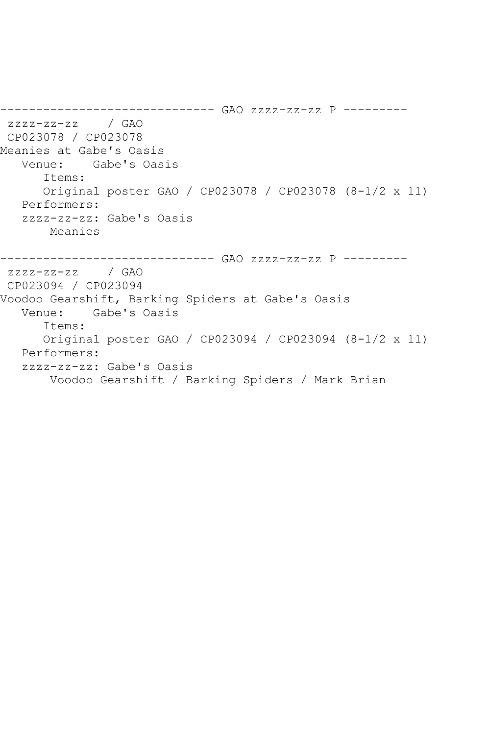```
------------------------------ GAO zzzz-zz-zz P ---------
 zzzz-zz-zz    / GAO
 CP023078 / CP023078
Meanies at Gabe's Oasis
   Venue:    Gabe's Oasis
      Items:
      Original poster GAO / CP023078 / CP023078 (8-1/2 x 11)
   Performers:
   zzzz-zz-zz: Gabe's Oasis
       Meanies

------------------------------ GAO zzzz-zz-zz P ---------
 zzzz-zz-zz    / GAO
 CP023094 / CP023094
Voodoo Gearshift, Barking Spiders at Gabe's Oasis
   Venue:    Gabe's Oasis
      Items:
      Original poster GAO / CP023094 / CP023094 (8-1/2 x 11)
   Performers:
   zzzz-zz-zz: Gabe's Oasis
       Voodoo Gearshift / Barking Spiders / Mark Brian
```